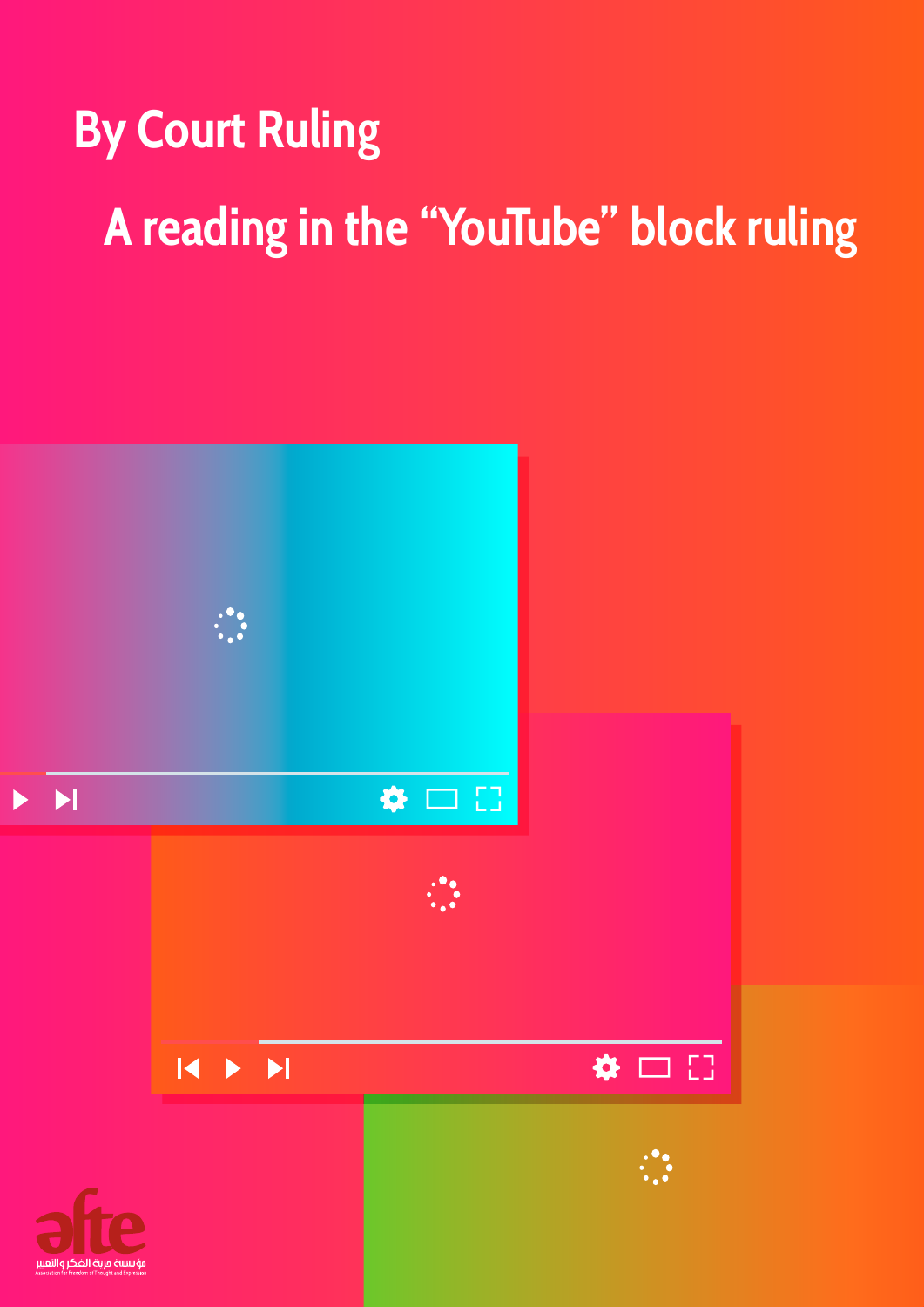# By Court Ruling

## A reading in the "YouTube" block ruling

afte

مؤسسة حرية الفكر والتعبير

Association for Freedom of Thought and Expression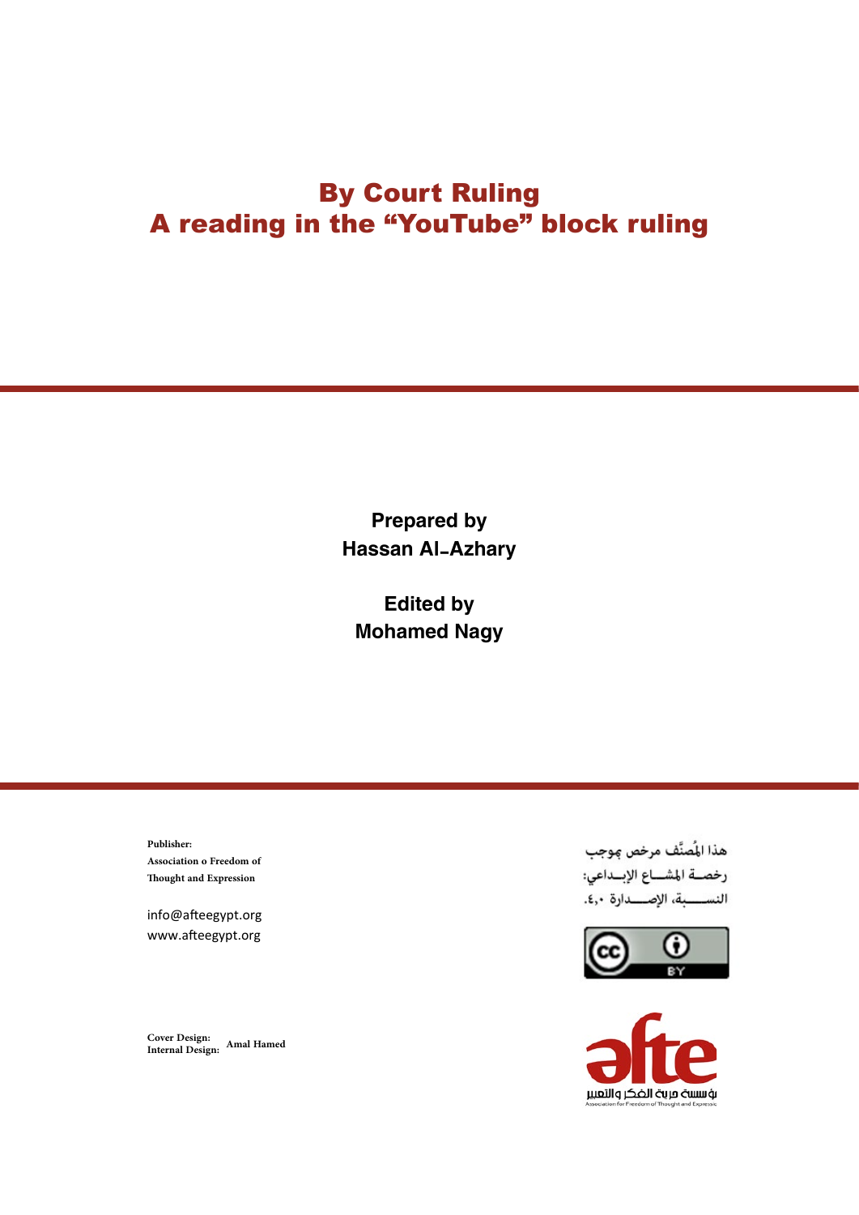# By Court Ruling
# A reading in the “YouTube” block ruling

**Prepared by**
**Hassan Al-Azhary**

**Edited by**
**Mohamed Nagy**

**Publisher:**
**Association o Freedom of Thought and Expression**

info@afteegypt.org
www.afteegypt.org

**Cover Design:**
**Internal Design:** **Amal Hamed**

هذا المُصنَّف مرخص بموجب
رخصة المشاع الإبداعي:
النسبة، الإصدارة ٤,٠.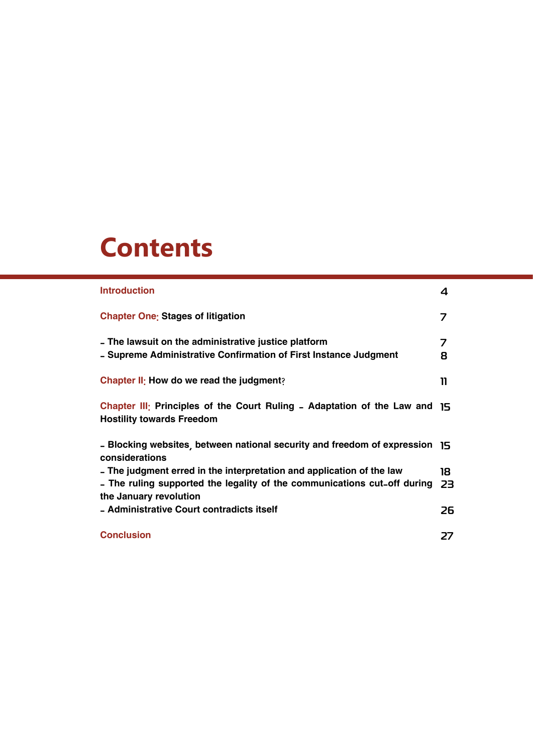# Contents

| | |
|---|---|
| **Introduction** | 4 |
| **Chapter One: Stages of litigation** | 7 |
| - The lawsuit on the administrative justice platform | 7 |
| - Supreme Administrative Confirmation of First Instance Judgment | 8 |
| **Chapter II: How do we read the judgment?** | 11 |
| **Chapter III: Principles of the Court Ruling - Adaptation of the Law and Hostility towards Freedom** | 15 |
| - Blocking websites, between national security and freedom of expression considerations | 15 |
| - The judgment erred in the interpretation and application of the law | 18 |
| - The ruling supported the legality of the communications cut-off during the January revolution | 23 |
| - Administrative Court contradicts itself | 26 |
| **Conclusion** | 27 |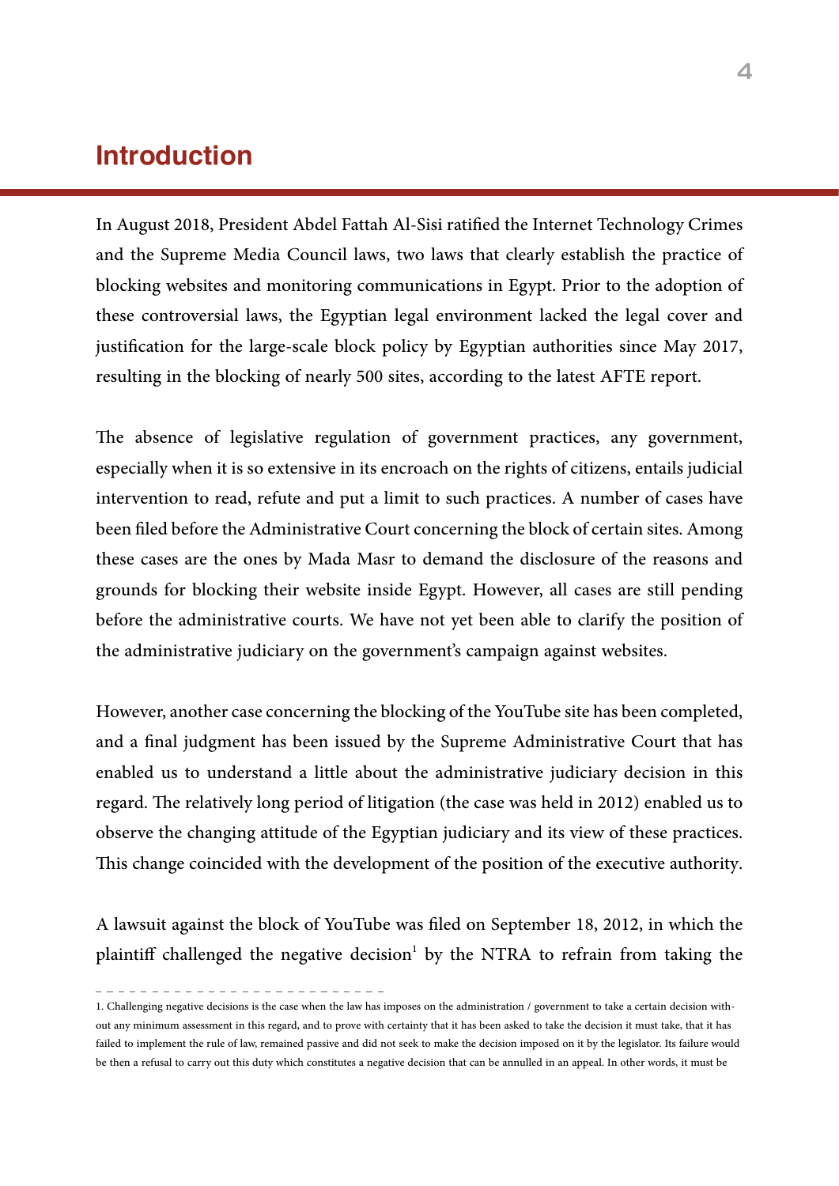## Introduction

In August 2018, President Abdel Fattah Al-Sisi ratified the Internet Technology Crimes and the Supreme Media Council laws, two laws that clearly establish the practice of blocking websites and monitoring communications in Egypt. Prior to the adoption of these controversial laws, the Egyptian legal environment lacked the legal cover and justification for the large-scale block policy by Egyptian authorities since May 2017, resulting in the blocking of nearly 500 sites, according to the latest AFTE report.

The absence of legislative regulation of government practices, any government, especially when it is so extensive in its encroach on the rights of citizens, entails judicial intervention to read, refute and put a limit to such practices. A number of cases have been filed before the Administrative Court concerning the block of certain sites. Among these cases are the ones by Mada Masr to demand the disclosure of the reasons and grounds for blocking their website inside Egypt. However, all cases are still pending before the administrative courts. We have not yet been able to clarify the position of the administrative judiciary on the government's campaign against websites.

However, another case concerning the blocking of the YouTube site has been completed, and a final judgment has been issued by the Supreme Administrative Court that has enabled us to understand a little about the administrative judiciary decision in this regard. The relatively long period of litigation (the case was held in 2012) enabled us to observe the changing attitude of the Egyptian judiciary and its view of these practices. This change coincided with the development of the position of the executive authority.

A lawsuit against the block of YouTube was filed on September 18, 2012, in which the plaintiff challenged the negative decision[1] by the NTRA to refrain from taking the

---

1. Challenging negative decisions is the case when the law has imposes on the administration / government to take a certain decision without any minimum assessment in this regard, and to prove with certainty that it has been asked to take the decision it must take, that it has failed to implement the rule of law, remained passive and did not seek to make the decision imposed on it by the legislator. Its failure would be then a refusal to carry out this duty which constitutes a negative decision that can be annulled in an appeal. In other words, it must be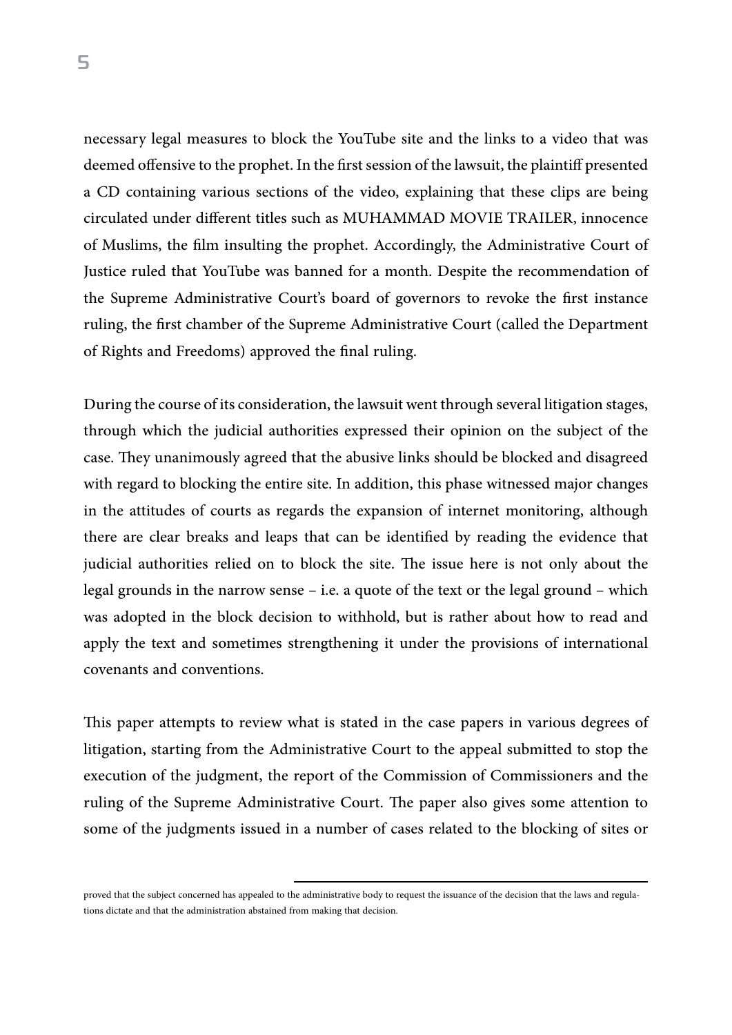necessary legal measures to block the YouTube site and the links to a video that was deemed offensive to the prophet. In the first session of the lawsuit, the plaintiff presented a CD containing various sections of the video, explaining that these clips are being circulated under different titles such as MUHAMMAD MOVIE TRAILER, innocence of Muslims, the film insulting the prophet. Accordingly, the Administrative Court of Justice ruled that YouTube was banned for a month. Despite the recommendation of the Supreme Administrative Court's board of governors to revoke the first instance ruling, the first chamber of the Supreme Administrative Court (called the Department of Rights and Freedoms) approved the final ruling.

During the course of its consideration, the lawsuit went through several litigation stages, through which the judicial authorities expressed their opinion on the subject of the case. They unanimously agreed that the abusive links should be blocked and disagreed with regard to blocking the entire site. In addition, this phase witnessed major changes in the attitudes of courts as regards the expansion of internet monitoring, although there are clear breaks and leaps that can be identified by reading the evidence that judicial authorities relied on to block the site. The issue here is not only about the legal grounds in the narrow sense – i.e. a quote of the text or the legal ground – which was adopted in the block decision to withhold, but is rather about how to read and apply the text and sometimes strengthening it under the provisions of international covenants and conventions.

This paper attempts to review what is stated in the case papers in various degrees of litigation, starting from the Administrative Court to the appeal submitted to stop the execution of the judgment, the report of the Commission of Commissioners and the ruling of the Supreme Administrative Court. The paper also gives some attention to some of the judgments issued in a number of cases related to the blocking of sites or

---

proved that the subject concerned has appealed to the administrative body to request the issuance of the decision that the laws and regulations dictate and that the administration abstained from making that decision.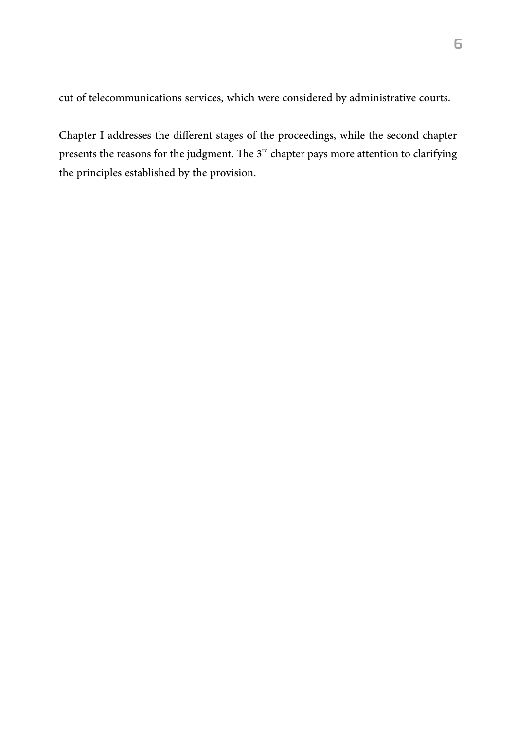cut of telecommunications services, which were considered by administrative courts.

Chapter I addresses the different stages of the proceedings, while the second chapter presents the reasons for the judgment. The 3rd chapter pays more attention to clarifying the principles established by the provision.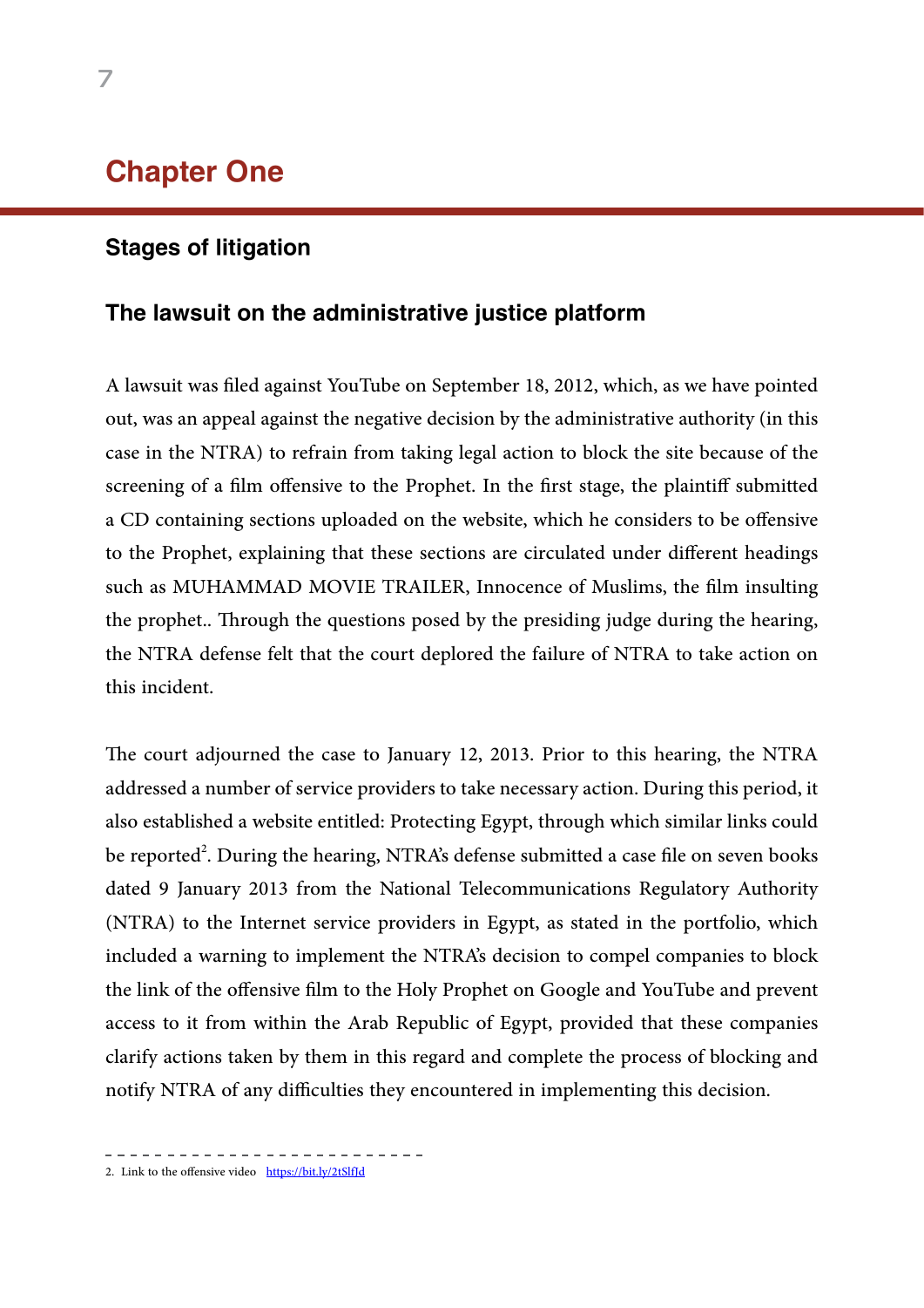# Chapter One

## Stages of litigation

### The lawsuit on the administrative justice platform

A lawsuit was filed against YouTube on September 18, 2012, which, as we have pointed out, was an appeal against the negative decision by the administrative authority (in this case in the NTRA) to refrain from taking legal action to block the site because of the screening of a film offensive to the Prophet. In the first stage, the plaintiff submitted a CD containing sections uploaded on the website, which he considers to be offensive to the Prophet, explaining that these sections are circulated under different headings such as MUHAMMAD MOVIE TRAILER, Innocence of Muslims, the film insulting the prophet.. Through the questions posed by the presiding judge during the hearing, the NTRA defense felt that the court deplored the failure of NTRA to take action on this incident.

The court adjourned the case to January 12, 2013. Prior to this hearing, the NTRA addressed a number of service providers to take necessary action. During this period, it also established a website entitled: Protecting Egypt, through which similar links could be reported[2]. During the hearing, NTRA's defense submitted a case file on seven books dated 9 January 2013 from the National Telecommunications Regulatory Authority (NTRA) to the Internet service providers in Egypt, as stated in the portfolio, which included a warning to implement the NTRA's decision to compel companies to block the link of the offensive film to the Holy Prophet on Google and YouTube and prevent access to it from within the Arab Republic of Egypt, provided that these companies clarify actions taken by them in this regard and complete the process of blocking and notify NTRA of any difficulties they encountered in implementing this decision.

---

2. Link to the offensive video https://bit.ly/2tSlfJd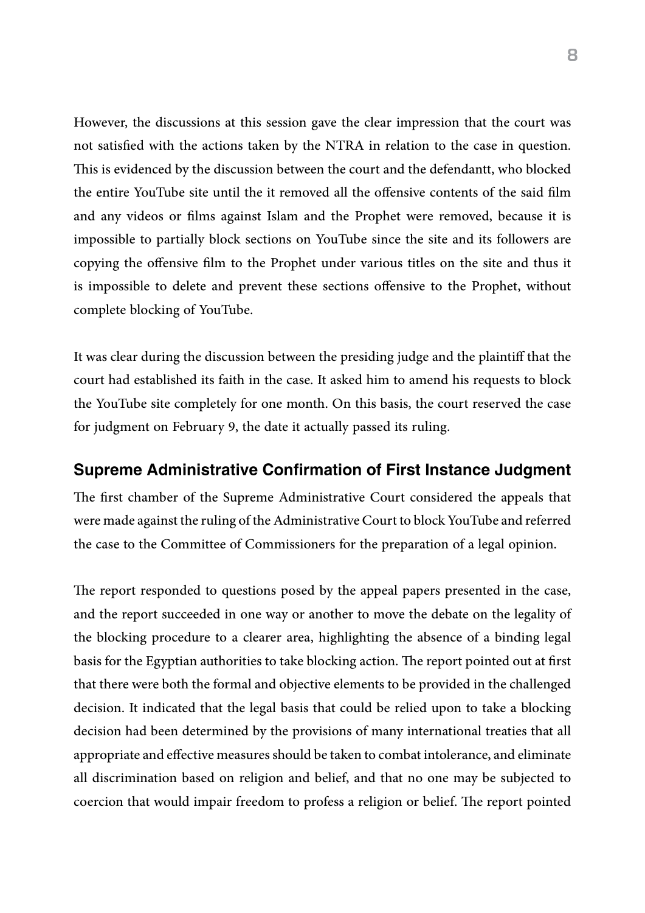However, the discussions at this session gave the clear impression that the court was not satisfied with the actions taken by the NTRA in relation to the case in question. This is evidenced by the discussion between the court and the defendantt, who blocked the entire YouTube site until the it removed all the offensive contents of the said film and any videos or films against Islam and the Prophet were removed, because it is impossible to partially block sections on YouTube since the site and its followers are copying the offensive film to the Prophet under various titles on the site and thus it is impossible to delete and prevent these sections offensive to the Prophet, without complete blocking of YouTube.

It was clear during the discussion between the presiding judge and the plaintiff that the court had established its faith in the case. It asked him to amend his requests to block the YouTube site completely for one month. On this basis, the court reserved the case for judgment on February 9, the date it actually passed its ruling.

## Supreme Administrative Confirmation of First Instance Judgment

The first chamber of the Supreme Administrative Court considered the appeals that were made against the ruling of the Administrative Court to block YouTube and referred the case to the Committee of Commissioners for the preparation of a legal opinion.

The report responded to questions posed by the appeal papers presented in the case, and the report succeeded in one way or another to move the debate on the legality of the blocking procedure to a clearer area, highlighting the absence of a binding legal basis for the Egyptian authorities to take blocking action. The report pointed out at first that there were both the formal and objective elements to be provided in the challenged decision. It indicated that the legal basis that could be relied upon to take a blocking decision had been determined by the provisions of many international treaties that all appropriate and effective measures should be taken to combat intolerance, and eliminate all discrimination based on religion and belief, and that no one may be subjected to coercion that would impair freedom to profess a religion or belief. The report pointed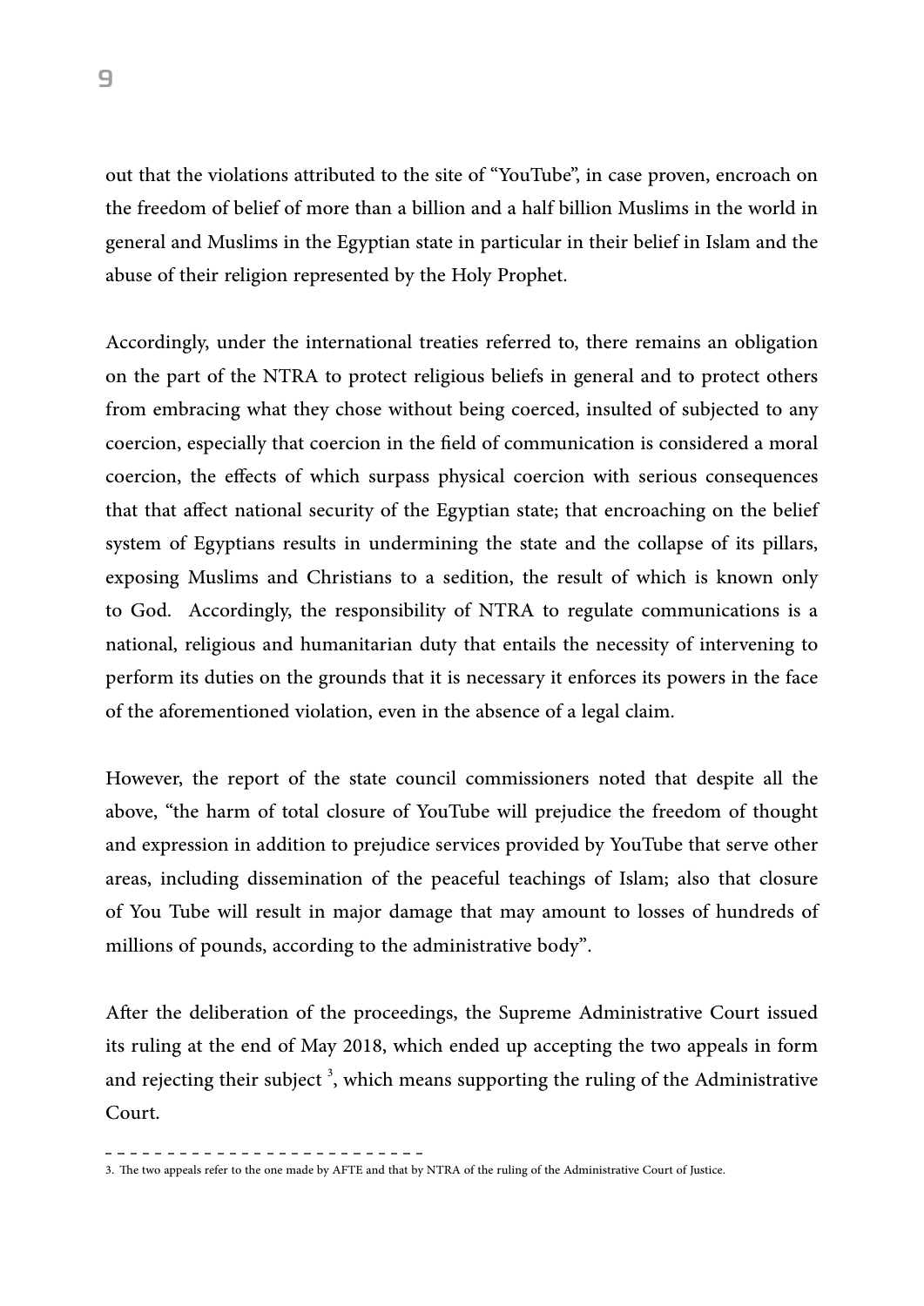out that the violations attributed to the site of "YouTube", in case proven, encroach on the freedom of belief of more than a billion and a half billion Muslims in the world in general and Muslims in the Egyptian state in particular in their belief in Islam and the abuse of their religion represented by the Holy Prophet.

Accordingly, under the international treaties referred to, there remains an obligation on the part of the NTRA to protect religious beliefs in general and to protect others from embracing what they chose without being coerced, insulted of subjected to any coercion, especially that coercion in the field of communication is considered a moral coercion, the effects of which surpass physical coercion with serious consequences that that affect national security of the Egyptian state; that encroaching on the belief system of Egyptians results in undermining the state and the collapse of its pillars, exposing Muslims and Christians to a sedition, the result of which is known only to God. Accordingly, the responsibility of NTRA to regulate communications is a national, religious and humanitarian duty that entails the necessity of intervening to perform its duties on the grounds that it is necessary it enforces its powers in the face of the aforementioned violation, even in the absence of a legal claim.

However, the report of the state council commissioners noted that despite all the above, "the harm of total closure of YouTube will prejudice the freedom of thought and expression in addition to prejudice services provided by YouTube that serve other areas, including dissemination of the peaceful teachings of Islam; also that closure of You Tube will result in major damage that may amount to losses of hundreds of millions of pounds, according to the administrative body".

After the deliberation of the proceedings, the Supreme Administrative Court issued its ruling at the end of May 2018, which ended up accepting the two appeals in form and rejecting their subject [3], which means supporting the ruling of the Administrative Court.

---

3. The two appeals refer to the one made by AFTE and that by NTRA of the ruling of the Administrative Court of Justice.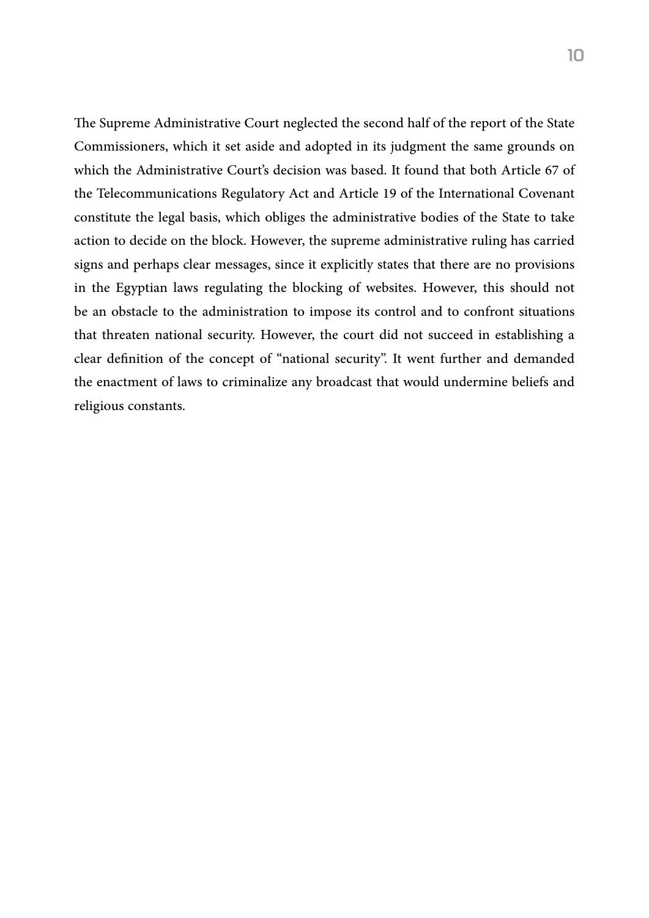The Supreme Administrative Court neglected the second half of the report of the State Commissioners, which it set aside and adopted in its judgment the same grounds on which the Administrative Court's decision was based. It found that both Article 67 of the Telecommunications Regulatory Act and Article 19 of the International Covenant constitute the legal basis, which obliges the administrative bodies of the State to take action to decide on the block. However, the supreme administrative ruling has carried signs and perhaps clear messages, since it explicitly states that there are no provisions in the Egyptian laws regulating the blocking of websites. However, this should not be an obstacle to the administration to impose its control and to confront situations that threaten national security. However, the court did not succeed in establishing a clear definition of the concept of "national security". It went further and demanded the enactment of laws to criminalize any broadcast that would undermine beliefs and religious constants.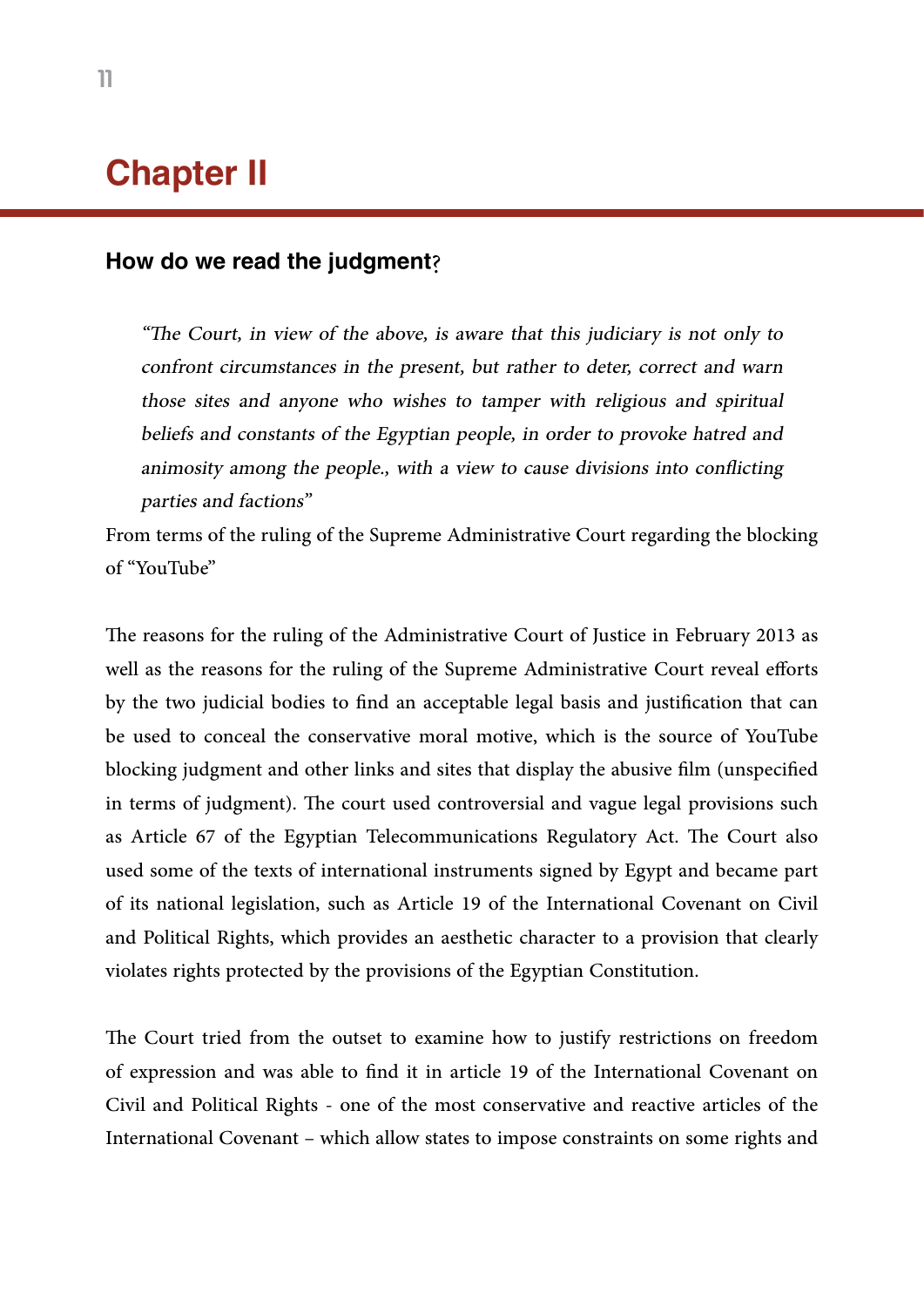# Chapter II

## How do we read the judgment?

> *"The Court, in view of the above, is aware that this judiciary is not only to confront circumstances in the present, but rather to deter, correct and warn those sites and anyone who wishes to tamper with religious and spiritual beliefs and constants of the Egyptian people, in order to provoke hatred and animosity among the people., with a view to cause divisions into conflicting parties and factions"*

From terms of the ruling of the Supreme Administrative Court regarding the blocking of "YouTube"

The reasons for the ruling of the Administrative Court of Justice in February 2013 as well as the reasons for the ruling of the Supreme Administrative Court reveal efforts by the two judicial bodies to find an acceptable legal basis and justification that can be used to conceal the conservative moral motive, which is the source of YouTube blocking judgment and other links and sites that display the abusive film (unspecified in terms of judgment). The court used controversial and vague legal provisions such as Article 67 of the Egyptian Telecommunications Regulatory Act. The Court also used some of the texts of international instruments signed by Egypt and became part of its national legislation, such as Article 19 of the International Covenant on Civil and Political Rights, which provides an aesthetic character to a provision that clearly violates rights protected by the provisions of the Egyptian Constitution.

The Court tried from the outset to examine how to justify restrictions on freedom of expression and was able to find it in article 19 of the International Covenant on Civil and Political Rights - one of the most conservative and reactive articles of the International Covenant – which allow states to impose constraints on some rights and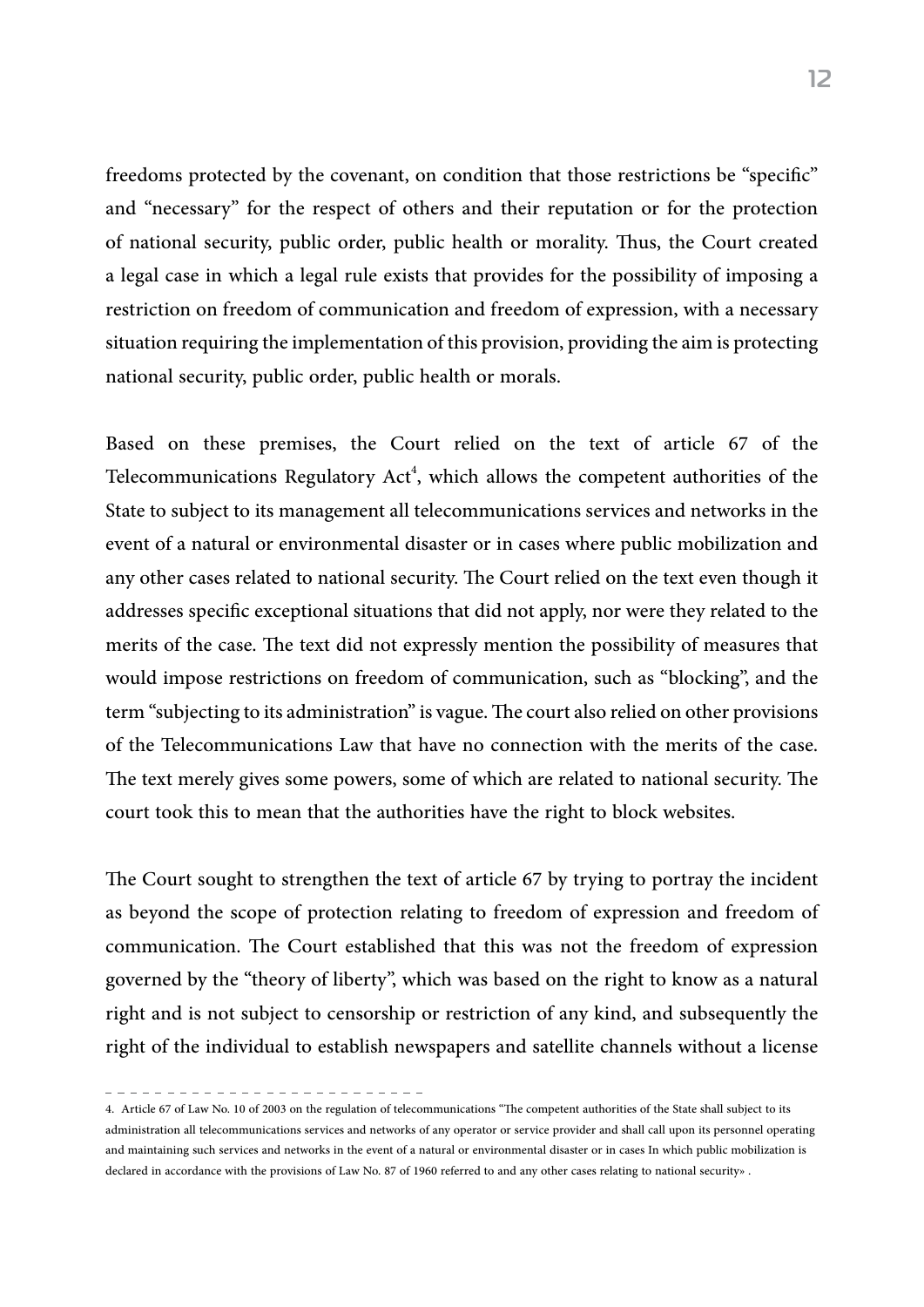freedoms protected by the covenant, on condition that those restrictions be "specific" and "necessary" for the respect of others and their reputation or for the protection of national security, public order, public health or morality. Thus, the Court created a legal case in which a legal rule exists that provides for the possibility of imposing a restriction on freedom of communication and freedom of expression, with a necessary situation requiring the implementation of this provision, providing the aim is protecting national security, public order, public health or morals.

Based on these premises, the Court relied on the text of article 67 of the Telecommunications Regulatory Act[4], which allows the competent authorities of the State to subject to its management all telecommunications services and networks in the event of a natural or environmental disaster or in cases where public mobilization and any other cases related to national security. The Court relied on the text even though it addresses specific exceptional situations that did not apply, nor were they related to the merits of the case. The text did not expressly mention the possibility of measures that would impose restrictions on freedom of communication, such as "blocking", and the term "subjecting to its administration" is vague. The court also relied on other provisions of the Telecommunications Law that have no connection with the merits of the case. The text merely gives some powers, some of which are related to national security. The court took this to mean that the authorities have the right to block websites.

The Court sought to strengthen the text of article 67 by trying to portray the incident as beyond the scope of protection relating to freedom of expression and freedom of communication. The Court established that this was not the freedom of expression governed by the "theory of liberty", which was based on the right to know as a natural right and is not subject to censorship or restriction of any kind, and subsequently the right of the individual to establish newspapers and satellite channels without a license

---

4. Article 67 of Law No. 10 of 2003 on the regulation of telecommunications "The competent authorities of the State shall subject to its administration all telecommunications services and networks of any operator or service provider and shall call upon its personnel operating and maintaining such services and networks in the event of a natural or environmental disaster or in cases In which public mobilization is declared in accordance with the provisions of Law No. 87 of 1960 referred to and any other cases relating to national security» .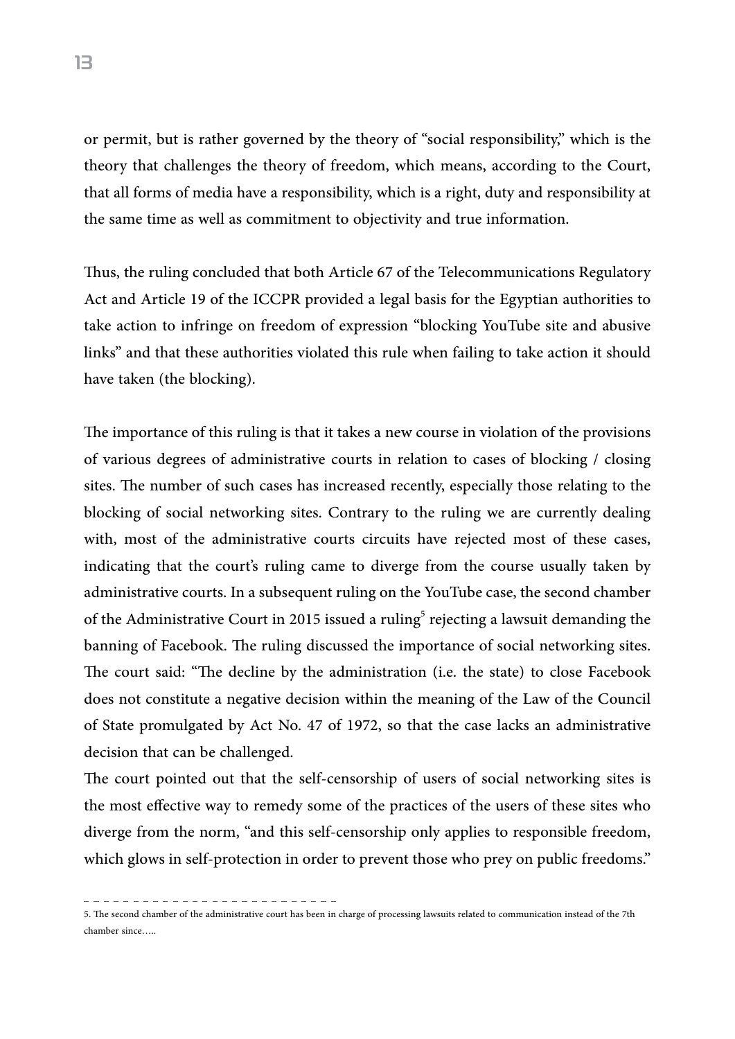or permit, but is rather governed by the theory of "social responsibility," which is the theory that challenges the theory of freedom, which means, according to the Court, that all forms of media have a responsibility, which is a right, duty and responsibility at the same time as well as commitment to objectivity and true information.

Thus, the ruling concluded that both Article 67 of the Telecommunications Regulatory Act and Article 19 of the ICCPR provided a legal basis for the Egyptian authorities to take action to infringe on freedom of expression "blocking YouTube site and abusive links" and that these authorities violated this rule when failing to take action it should have taken (the blocking).

The importance of this ruling is that it takes a new course in violation of the provisions of various degrees of administrative courts in relation to cases of blocking / closing sites. The number of such cases has increased recently, especially those relating to the blocking of social networking sites. Contrary to the ruling we are currently dealing with, most of the administrative courts circuits have rejected most of these cases, indicating that the court's ruling came to diverge from the course usually taken by administrative courts. In a subsequent ruling on the YouTube case, the second chamber of the Administrative Court in 2015 issued a ruling[5] rejecting a lawsuit demanding the banning of Facebook. The ruling discussed the importance of social networking sites. The court said: "The decline by the administration (i.e. the state) to close Facebook does not constitute a negative decision within the meaning of the Law of the Council of State promulgated by Act No. 47 of 1972, so that the case lacks an administrative decision that can be challenged.

The court pointed out that the self-censorship of users of social networking sites is the most effective way to remedy some of the practices of the users of these sites who diverge from the norm, "and this self-censorship only applies to responsible freedom, which glows in self-protection in order to prevent those who prey on public freedoms."

---

5. The second chamber of the administrative court has been in charge of processing lawsuits related to communication instead of the 7th chamber since…..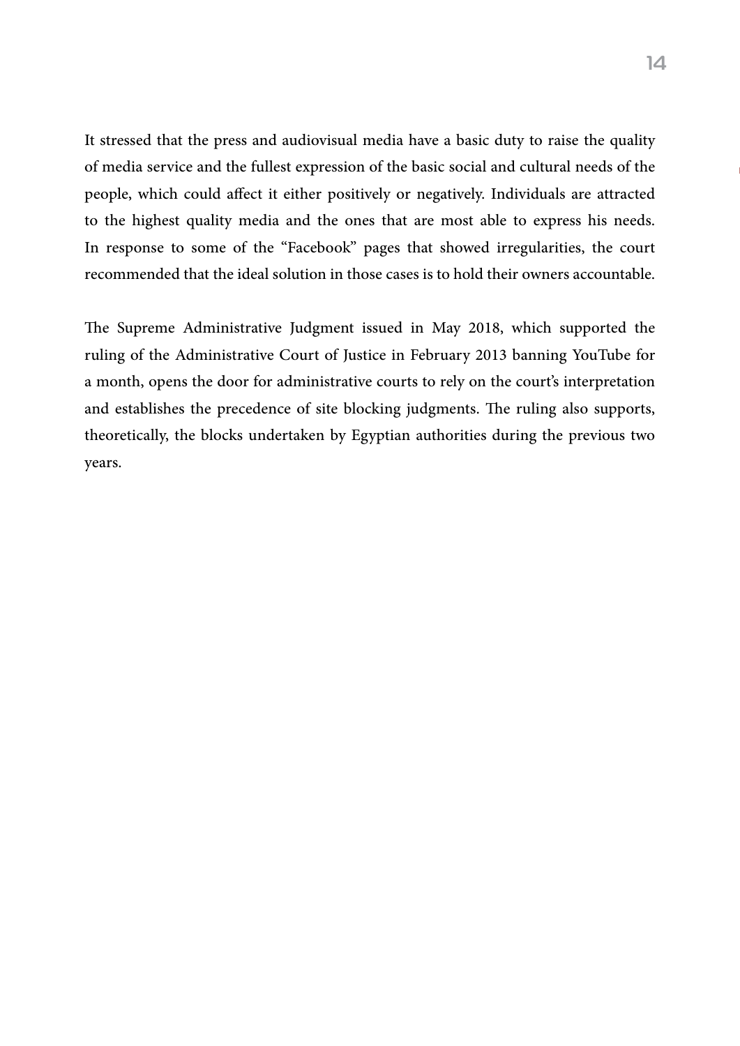It stressed that the press and audiovisual media have a basic duty to raise the quality of media service and the fullest expression of the basic social and cultural needs of the people, which could affect it either positively or negatively. Individuals are attracted to the highest quality media and the ones that are most able to express his needs. In response to some of the "Facebook" pages that showed irregularities, the court recommended that the ideal solution in those cases is to hold their owners accountable.

The Supreme Administrative Judgment issued in May 2018, which supported the ruling of the Administrative Court of Justice in February 2013 banning YouTube for a month, opens the door for administrative courts to rely on the court's interpretation and establishes the precedence of site blocking judgments. The ruling also supports, theoretically, the blocks undertaken by Egyptian authorities during the previous two years.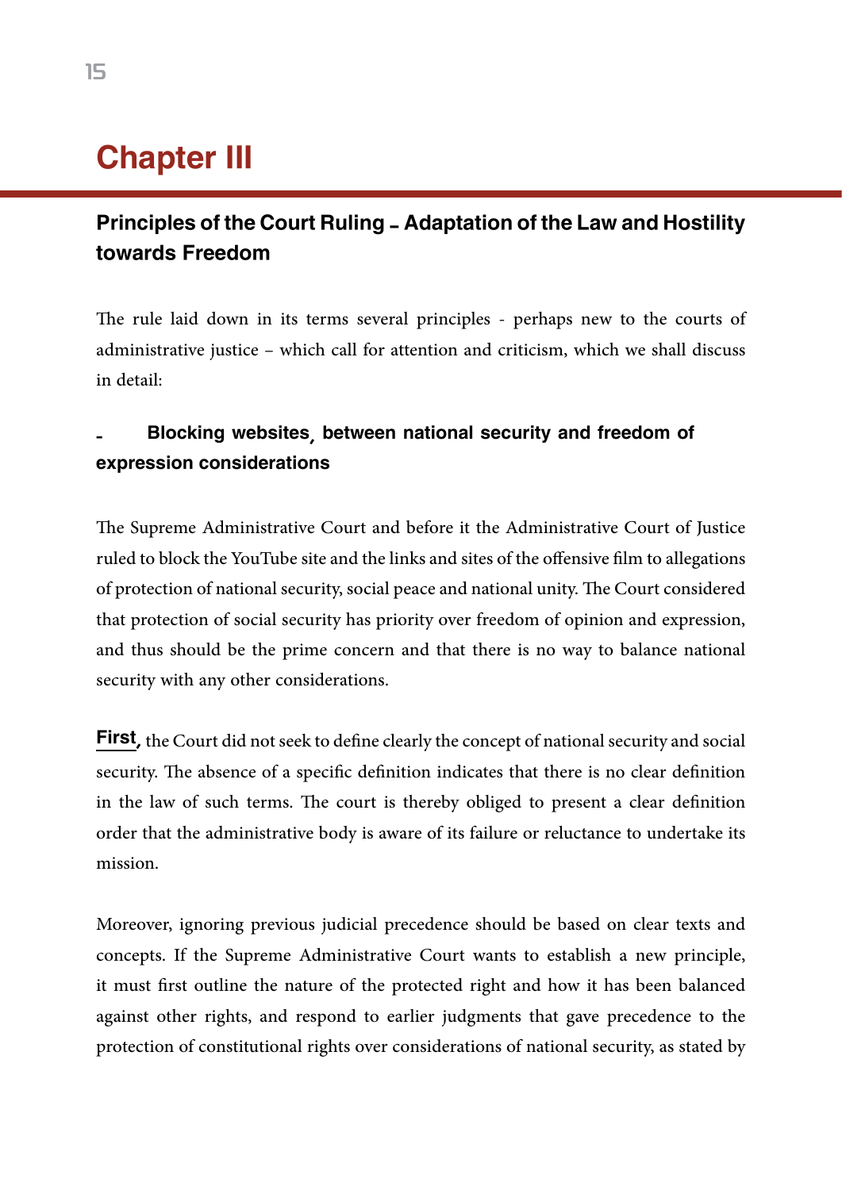# Chapter III

## Principles of the Court Ruling - Adaptation of the Law and Hostility towards Freedom

The rule laid down in its terms several principles - perhaps new to the courts of administrative justice – which call for attention and criticism, which we shall discuss in detail:

### - Blocking websites, between national security and freedom of expression considerations

The Supreme Administrative Court and before it the Administrative Court of Justice ruled to block the YouTube site and the links and sites of the offensive film to allegations of protection of national security, social peace and national unity. The Court considered that protection of social security has priority over freedom of opinion and expression, and thus should be the prime concern and that there is no way to balance national security with any other considerations.

**First**, the Court did not seek to define clearly the concept of national security and social security. The absence of a specific definition indicates that there is no clear definition in the law of such terms. The court is thereby obliged to present a clear definition order that the administrative body is aware of its failure or reluctance to undertake its mission.

Moreover, ignoring previous judicial precedence should be based on clear texts and concepts. If the Supreme Administrative Court wants to establish a new principle, it must first outline the nature of the protected right and how it has been balanced against other rights, and respond to earlier judgments that gave precedence to the protection of constitutional rights over considerations of national security, as stated by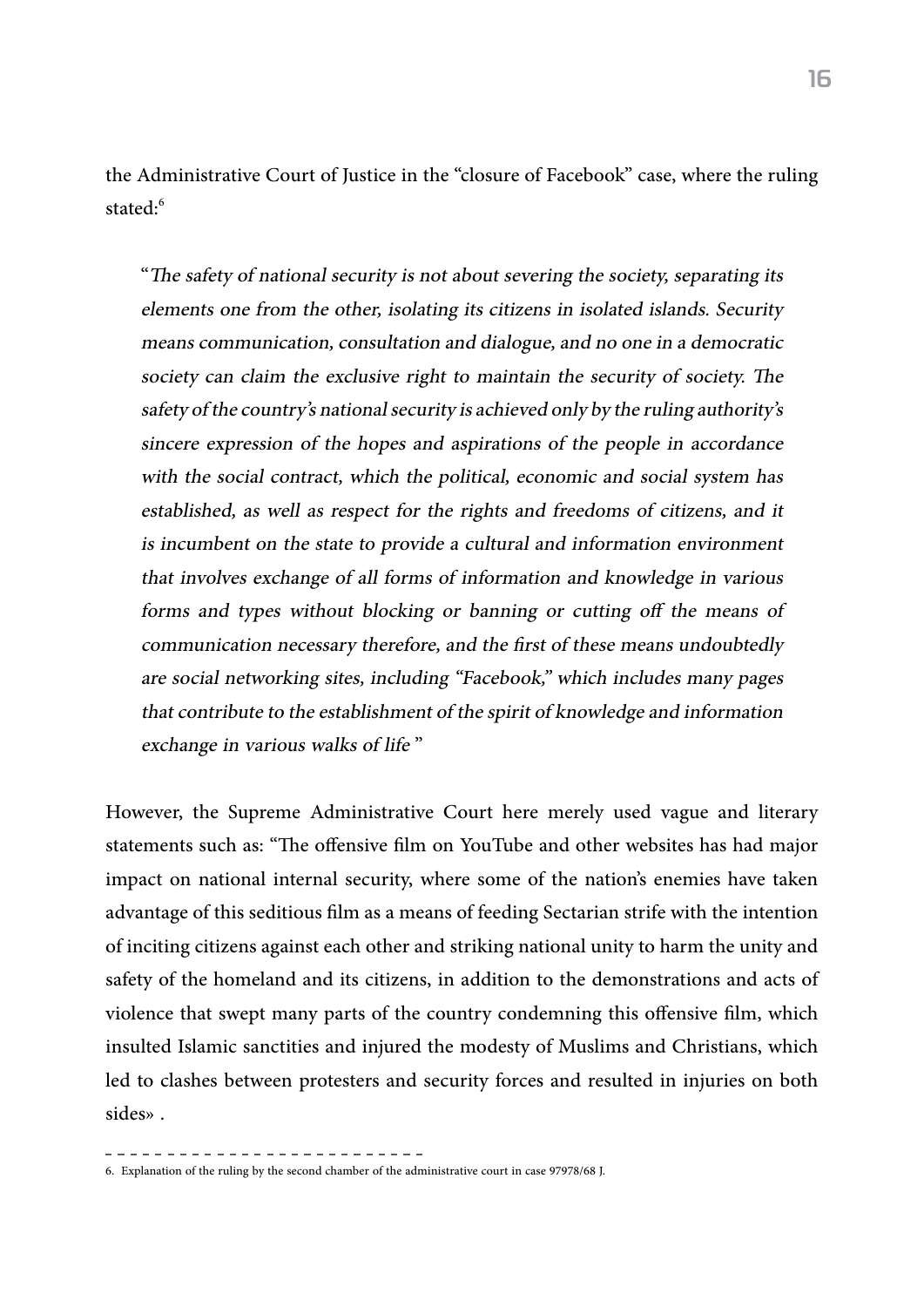the Administrative Court of Justice in the “closure of Facebook” case, where the ruling stated:[6]

> “*The safety of national security is not about severing the society, separating its elements one from the other, isolating its citizens in isolated islands. Security means communication, consultation and dialogue, and no one in a democratic society can claim the exclusive right to maintain the security of society. The safety of the country’s national security is achieved only by the ruling authority’s sincere expression of the hopes and aspirations of the people in accordance with the social contract, which the political, economic and social system has established, as well as respect for the rights and freedoms of citizens, and it is incumbent on the state to provide a cultural and information environment that involves exchange of all forms of information and knowledge in various forms and types without blocking or banning or cutting off the means of communication necessary therefore, and the first of these means undoubtedly are social networking sites, including “Facebook,” which includes many pages that contribute to the establishment of the spirit of knowledge and information exchange in various walks of life* ”

However, the Supreme Administrative Court here merely used vague and literary statements such as: “The offensive film on YouTube and other websites has had major impact on national internal security, where some of the nation’s enemies have taken advantage of this seditious film as a means of feeding Sectarian strife with the intention of inciting citizens against each other and striking national unity to harm the unity and safety of the homeland and its citizens, in addition to the demonstrations and acts of violence that swept many parts of the country condemning this offensive film, which insulted Islamic sanctities and injured the modesty of Muslims and Christians, which led to clashes between protesters and security forces and resulted in injuries on both sides» .

---

6. Explanation of the ruling by the second chamber of the administrative court in case 97978/68 J.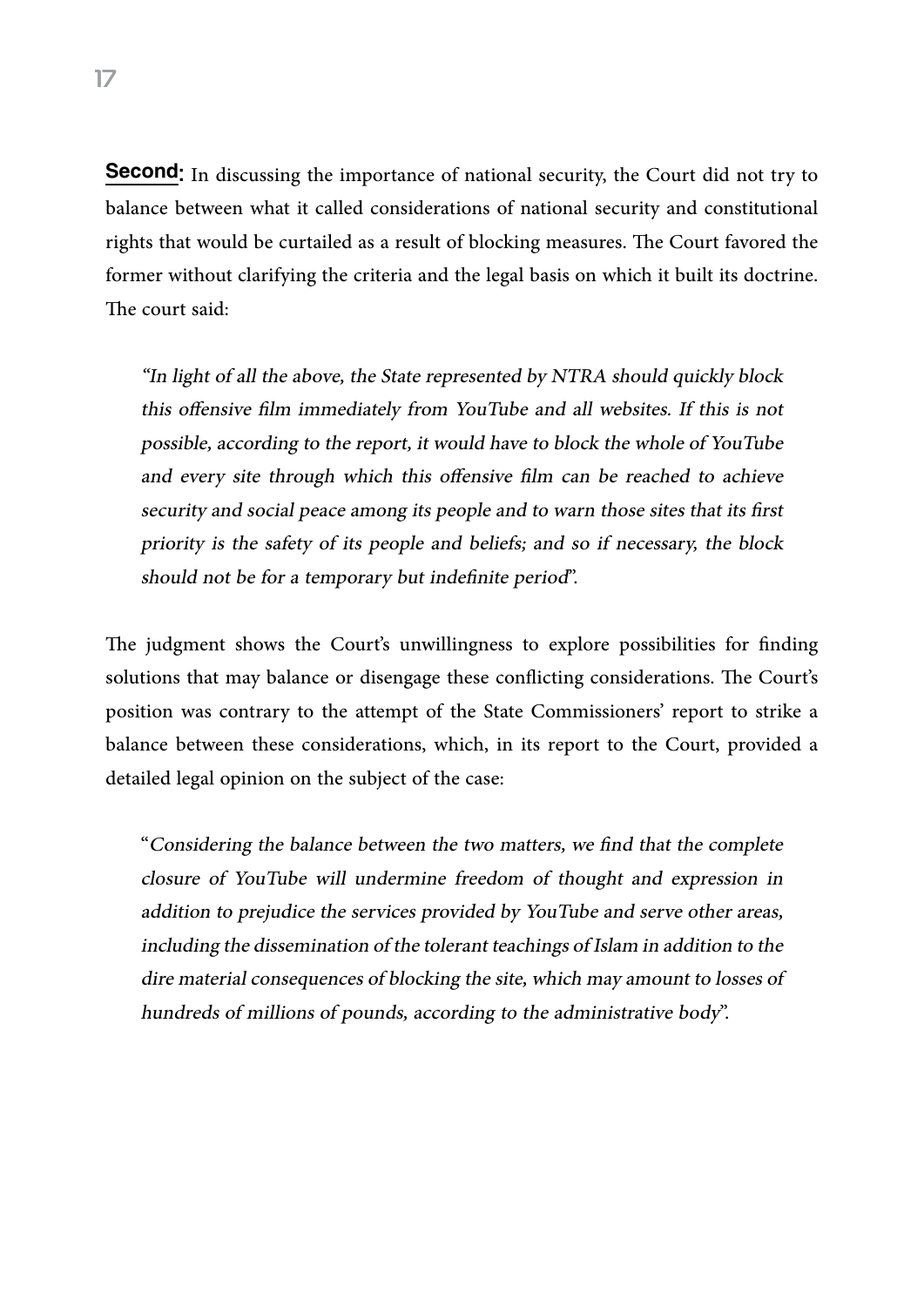**<u>Second</u>:** In discussing the importance of national security, the Court did not try to balance between what it called considerations of national security and constitutional rights that would be curtailed as a result of blocking measures. The Court favored the former without clarifying the criteria and the legal basis on which it built its doctrine. The court said:

> *"In light of all the above, the State represented by NTRA should quickly block this offensive film immediately from YouTube and all websites. If this is not possible, according to the report, it would have to block the whole of YouTube and every site through which this offensive film can be reached to achieve security and social peace among its people and to warn those sites that its first priority is the safety of its people and beliefs; and so if necessary, the block should not be for a temporary but indefinite period".*

The judgment shows the Court's unwillingness to explore possibilities for finding solutions that may balance or disengage these conflicting considerations. The Court's position was contrary to the attempt of the State Commissioners' report to strike a balance between these considerations, which, in its report to the Court, provided a detailed legal opinion on the subject of the case:

> "*Considering the balance between the two matters, we find that the complete closure of YouTube will undermine freedom of thought and expression in addition to prejudice the services provided by YouTube and serve other areas, including the dissemination of the tolerant teachings of Islam in addition to the dire material consequences of blocking the site, which may amount to losses of hundreds of millions of pounds, according to the administrative body*".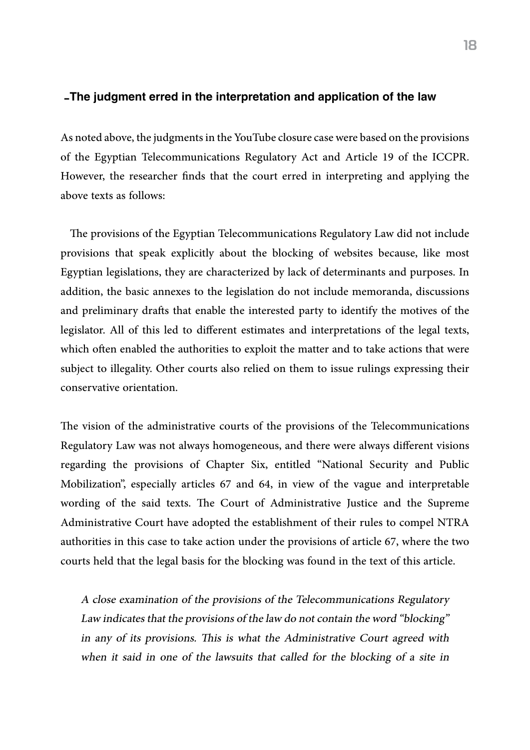## -The judgment erred in the interpretation and application of the law

As noted above, the judgments in the YouTube closure case were based on the provisions of the Egyptian Telecommunications Regulatory Act and Article 19 of the ICCPR. However, the researcher finds that the court erred in interpreting and applying the above texts as follows:

The provisions of the Egyptian Telecommunications Regulatory Law did not include provisions that speak explicitly about the blocking of websites because, like most Egyptian legislations, they are characterized by lack of determinants and purposes. In addition, the basic annexes to the legislation do not include memoranda, discussions and preliminary drafts that enable the interested party to identify the motives of the legislator. All of this led to different estimates and interpretations of the legal texts, which often enabled the authorities to exploit the matter and to take actions that were subject to illegality. Other courts also relied on them to issue rulings expressing their conservative orientation.

The vision of the administrative courts of the provisions of the Telecommunications Regulatory Law was not always homogeneous, and there were always different visions regarding the provisions of Chapter Six, entitled "National Security and Public Mobilization", especially articles 67 and 64, in view of the vague and interpretable wording of the said texts. The Court of Administrative Justice and the Supreme Administrative Court have adopted the establishment of their rules to compel NTRA authorities in this case to take action under the provisions of article 67, where the two courts held that the legal basis for the blocking was found in the text of this article.

> *A close examination of the provisions of the Telecommunications Regulatory Law indicates that the provisions of the law do not contain the word "blocking" in any of its provisions. This is what the Administrative Court agreed with when it said in one of the lawsuits that called for the blocking of a site in*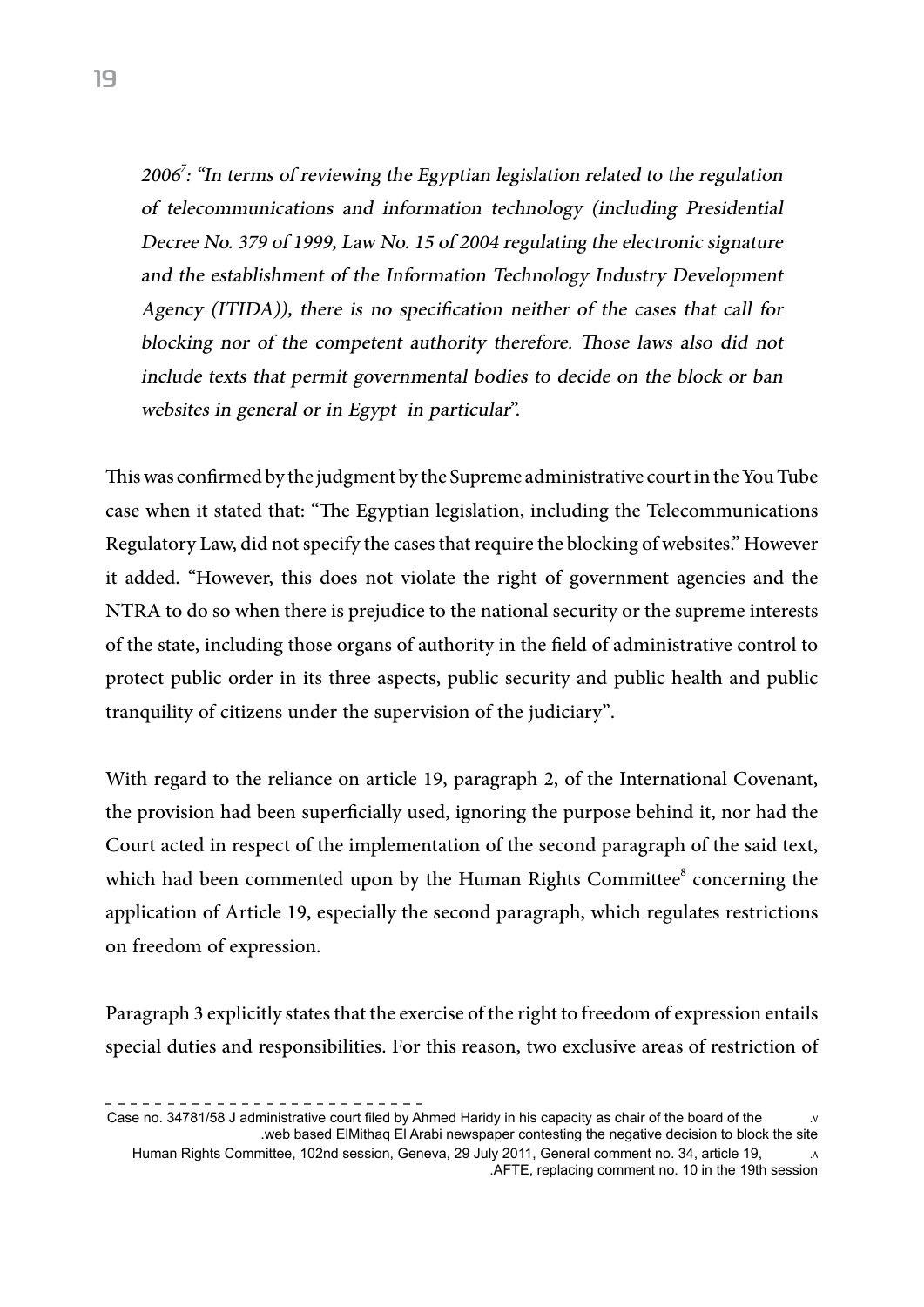*2006[7]: "In terms of reviewing the Egyptian legislation related to the regulation of telecommunications and information technology (including Presidential Decree No. 379 of 1999, Law No. 15 of 2004 regulating the electronic signature and the establishment of the Information Technology Industry Development Agency (ITIDA)), there is no specification neither of the cases that call for blocking nor of the competent authority therefore. Those laws also did not include texts that permit governmental bodies to decide on the block or ban websites in general or in Egypt in particular".*

This was confirmed by the judgment by the Supreme administrative court in the You Tube case when it stated that: "The Egyptian legislation, including the Telecommunications Regulatory Law, did not specify the cases that require the blocking of websites." However it added. "However, this does not violate the right of government agencies and the NTRA to do so when there is prejudice to the national security or the supreme interests of the state, including those organs of authority in the field of administrative control to protect public order in its three aspects, public security and public health and public tranquility of citizens under the supervision of the judiciary".

With regard to the reliance on article 19, paragraph 2, of the International Covenant, the provision had been superficially used, ignoring the purpose behind it, nor had the Court acted in respect of the implementation of the second paragraph of the said text, which had been commented upon by the Human Rights Committee[8] concerning the application of Article 19, especially the second paragraph, which regulates restrictions on freedom of expression.

Paragraph 3 explicitly states that the exercise of the right to freedom of expression entails special duties and responsibilities. For this reason, two exclusive areas of restriction of

---

7. Case no. 34781/58 J administrative court filed by Ahmed Haridy in his capacity as chair of the board of the web based ElMithaq El Arabi newspaper contesting the negative decision to block the site.

8. Human Rights Committee, 102nd session, Geneva, 29 July 2011, General comment no. 34, article 19, AFTE, replacing comment no. 10 in the 19th session.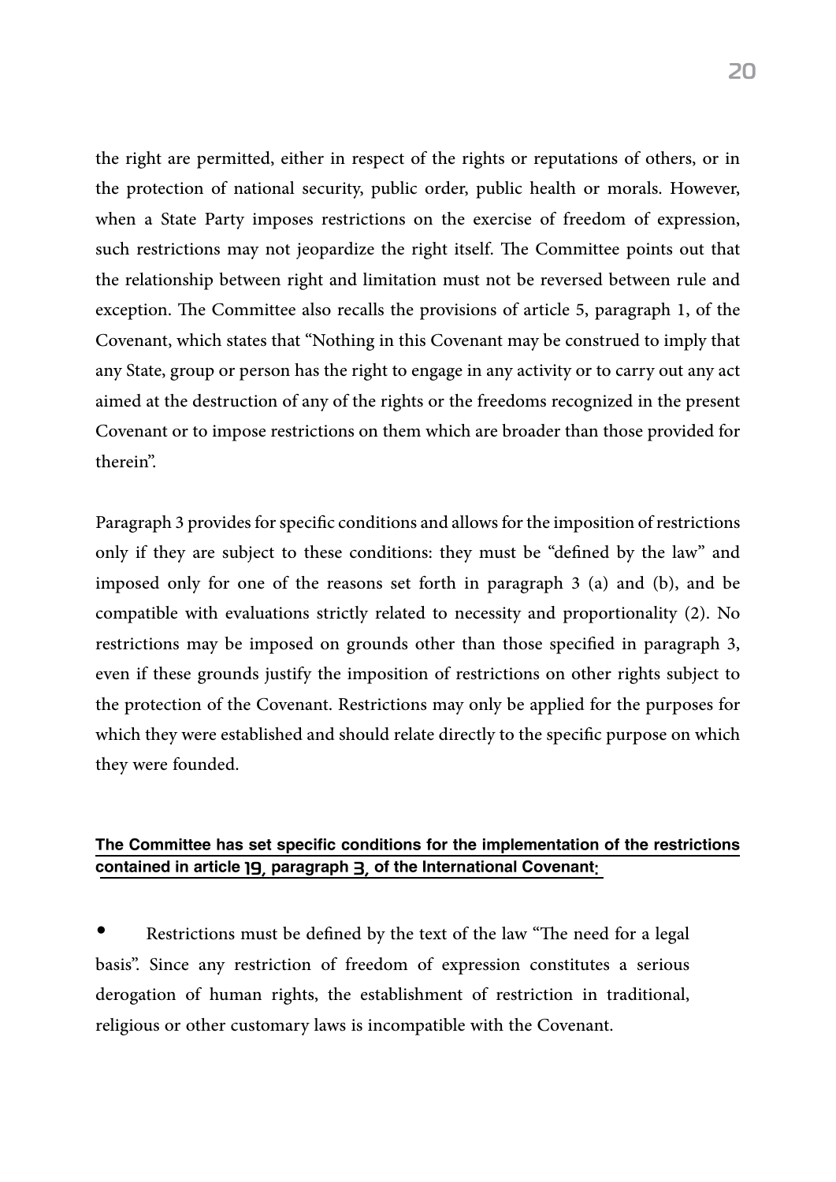the right are permitted, either in respect of the rights or reputations of others, or in the protection of national security, public order, public health or morals. However, when a State Party imposes restrictions on the exercise of freedom of expression, such restrictions may not jeopardize the right itself. The Committee points out that the relationship between right and limitation must not be reversed between rule and exception. The Committee also recalls the provisions of article 5, paragraph 1, of the Covenant, which states that "Nothing in this Covenant may be construed to imply that any State, group or person has the right to engage in any activity or to carry out any act aimed at the destruction of any of the rights or the freedoms recognized in the present Covenant or to impose restrictions on them which are broader than those provided for therein".

Paragraph 3 provides for specific conditions and allows for the imposition of restrictions only if they are subject to these conditions: they must be "defined by the law" and imposed only for one of the reasons set forth in paragraph 3 (a) and (b), and be compatible with evaluations strictly related to necessity and proportionality (2). No restrictions may be imposed on grounds other than those specified in paragraph 3, even if these grounds justify the imposition of restrictions on other rights subject to the protection of the Covenant. Restrictions may only be applied for the purposes for which they were established and should relate directly to the specific purpose on which they were founded.

**The Committee has set specific conditions for the implementation of the restrictions contained in article 19, paragraph 3, of the International Covenant:**

- Restrictions must be defined by the text of the law "The need for a legal basis". Since any restriction of freedom of expression constitutes a serious derogation of human rights, the establishment of restriction in traditional, religious or other customary laws is incompatible with the Covenant.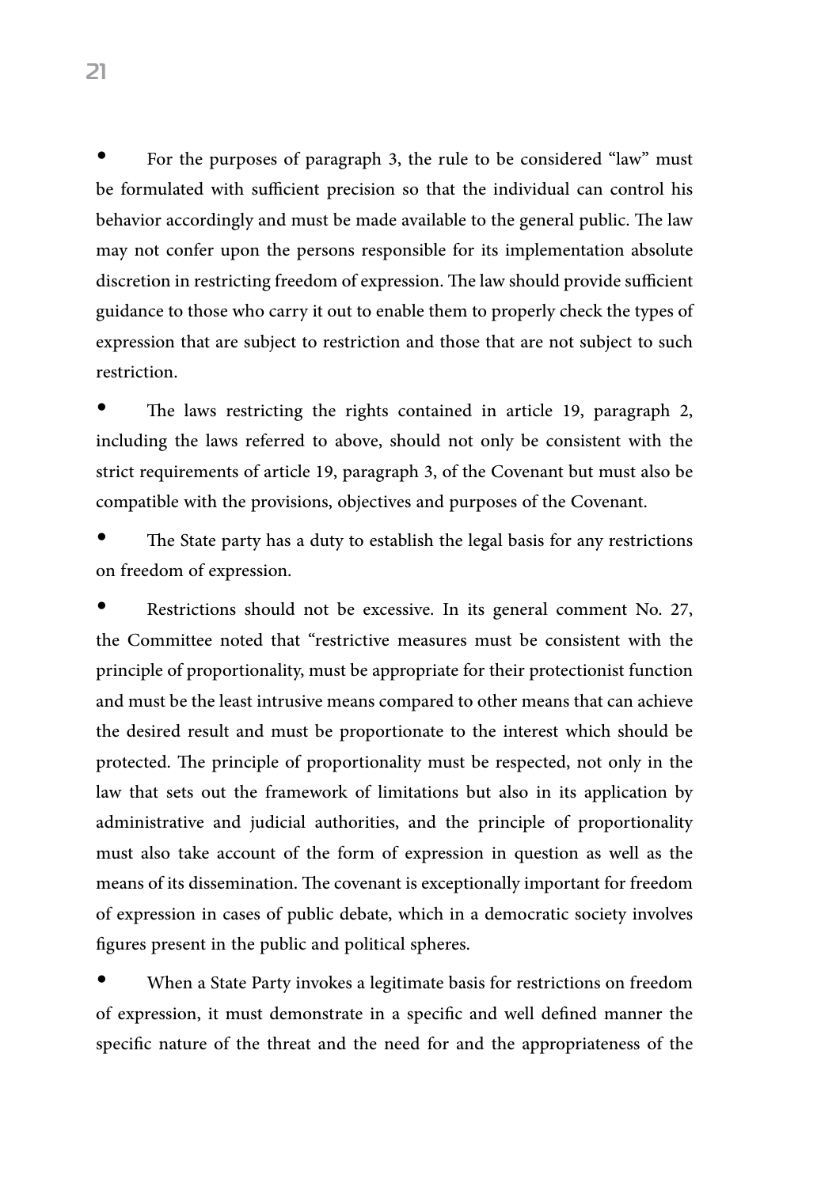- For the purposes of paragraph 3, the rule to be considered “law” must be formulated with sufficient precision so that the individual can control his behavior accordingly and must be made available to the general public. The law may not confer upon the persons responsible for its implementation absolute discretion in restricting freedom of expression. The law should provide sufficient guidance to those who carry it out to enable them to properly check the types of expression that are subject to restriction and those that are not subject to such restriction.

- The laws restricting the rights contained in article 19, paragraph 2, including the laws referred to above, should not only be consistent with the strict requirements of article 19, paragraph 3, of the Covenant but must also be compatible with the provisions, objectives and purposes of the Covenant.

- The State party has a duty to establish the legal basis for any restrictions on freedom of expression.

- Restrictions should not be excessive. In its general comment No. 27, the Committee noted that “restrictive measures must be consistent with the principle of proportionality, must be appropriate for their protectionist function and must be the least intrusive means compared to other means that can achieve the desired result and must be proportionate to the interest which should be protected. The principle of proportionality must be respected, not only in the law that sets out the framework of limitations but also in its application by administrative and judicial authorities, and the principle of proportionality must also take account of the form of expression in question as well as the means of its dissemination. The covenant is exceptionally important for freedom of expression in cases of public debate, which in a democratic society involves figures present in the public and political spheres.

- When a State Party invokes a legitimate basis for restrictions on freedom of expression, it must demonstrate in a specific and well defined manner the specific nature of the threat and the need for and the appropriateness of the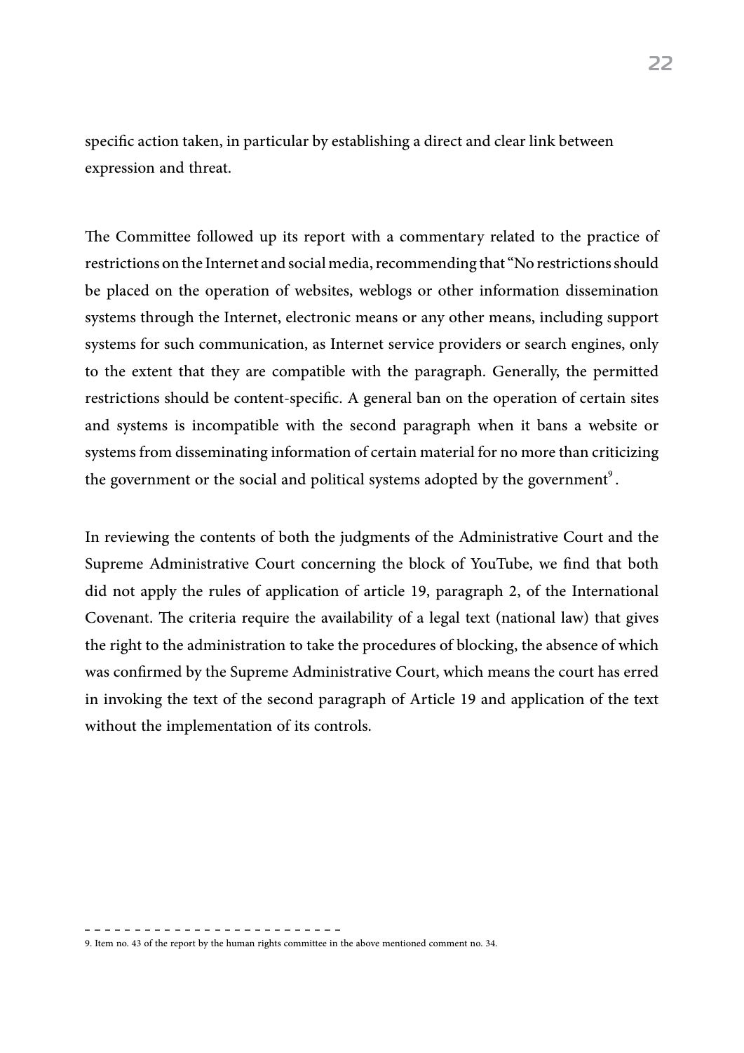specific action taken, in particular by establishing a direct and clear link between expression and threat.

The Committee followed up its report with a commentary related to the practice of restrictions on the Internet and social media, recommending that "No restrictions should be placed on the operation of websites, weblogs or other information dissemination systems through the Internet, electronic means or any other means, including support systems for such communication, as Internet service providers or search engines, only to the extent that they are compatible with the paragraph. Generally, the permitted restrictions should be content-specific. A general ban on the operation of certain sites and systems is incompatible with the second paragraph when it bans a website or systems from disseminating information of certain material for no more than criticizing the government or the social and political systems adopted by the government[9].

In reviewing the contents of both the judgments of the Administrative Court and the Supreme Administrative Court concerning the block of YouTube, we find that both did not apply the rules of application of article 19, paragraph 2, of the International Covenant. The criteria require the availability of a legal text (national law) that gives the right to the administration to take the procedures of blocking, the absence of which was confirmed by the Supreme Administrative Court, which means the court has erred in invoking the text of the second paragraph of Article 19 and application of the text without the implementation of its controls.

9. Item no. 43 of the report by the human rights committee in the above mentioned comment no. 34.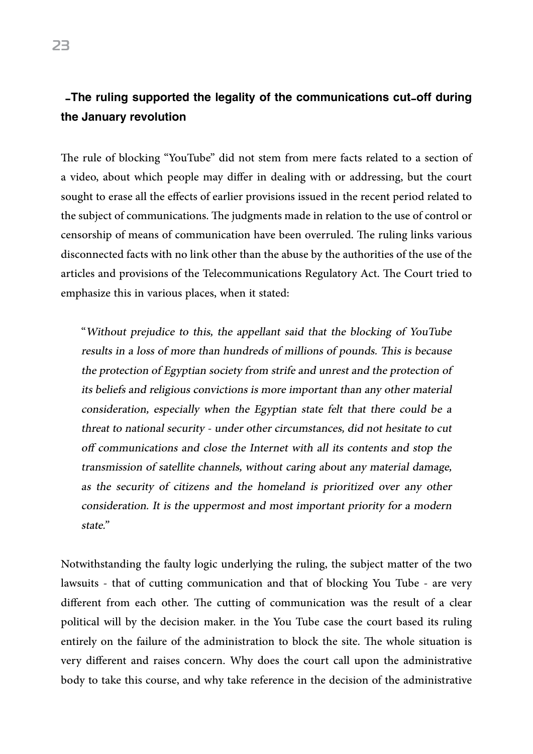## -The ruling supported the legality of the communications cut-off during the January revolution

The rule of blocking "YouTube" did not stem from mere facts related to a section of a video, about which people may differ in dealing with or addressing, but the court sought to erase all the effects of earlier provisions issued in the recent period related to the subject of communications. The judgments made in relation to the use of control or censorship of means of communication have been overruled. The ruling links various disconnected facts with no link other than the abuse by the authorities of the use of the articles and provisions of the Telecommunications Regulatory Act. The Court tried to emphasize this in various places, when it stated:

> "*Without prejudice to this, the appellant said that the blocking of YouTube results in a loss of more than hundreds of millions of pounds. This is because the protection of Egyptian society from strife and unrest and the protection of its beliefs and religious convictions is more important than any other material consideration, especially when the Egyptian state felt that there could be a threat to national security - under other circumstances, did not hesitate to cut off communications and close the Internet with all its contents and stop the transmission of satellite channels, without caring about any material damage, as the security of citizens and the homeland is prioritized over any other consideration. It is the uppermost and most important priority for a modern state.*"

Notwithstanding the faulty logic underlying the ruling, the subject matter of the two lawsuits - that of cutting communication and that of blocking You Tube - are very different from each other. The cutting of communication was the result of a clear political will by the decision maker. in the You Tube case the court based its ruling entirely on the failure of the administration to block the site. The whole situation is very different and raises concern. Why does the court call upon the administrative body to take this course, and why take reference in the decision of the administrative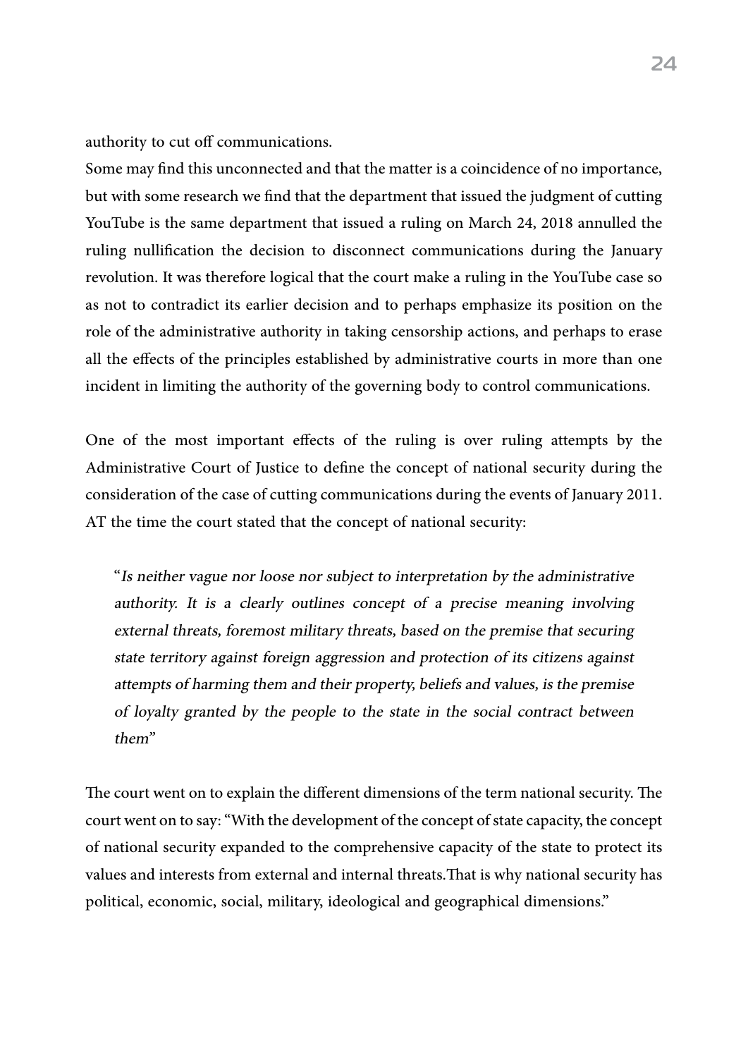authority to cut off communications.

Some may find this unconnected and that the matter is a coincidence of no importance, but with some research we find that the department that issued the judgment of cutting YouTube is the same department that issued a ruling on March 24, 2018 annulled the ruling nullification the decision to disconnect communications during the January revolution. It was therefore logical that the court make a ruling in the YouTube case so as not to contradict its earlier decision and to perhaps emphasize its position on the role of the administrative authority in taking censorship actions, and perhaps to erase all the effects of the principles established by administrative courts in more than one incident in limiting the authority of the governing body to control communications.

One of the most important effects of the ruling is over ruling attempts by the Administrative Court of Justice to define the concept of national security during the consideration of the case of cutting communications during the events of January 2011. AT the time the court stated that the concept of national security:

> "*Is neither vague nor loose nor subject to interpretation by the administrative authority. It is a clearly outlines concept of a precise meaning involving external threats, foremost military threats, based on the premise that securing state territory against foreign aggression and protection of its citizens against attempts of harming them and their property, beliefs and values, is the premise of loyalty granted by the people to the state in the social contract between them*"

The court went on to explain the different dimensions of the term national security. The court went on to say: "With the development of the concept of state capacity, the concept of national security expanded to the comprehensive capacity of the state to protect its values and interests from external and internal threats.That is why national security has political, economic, social, military, ideological and geographical dimensions."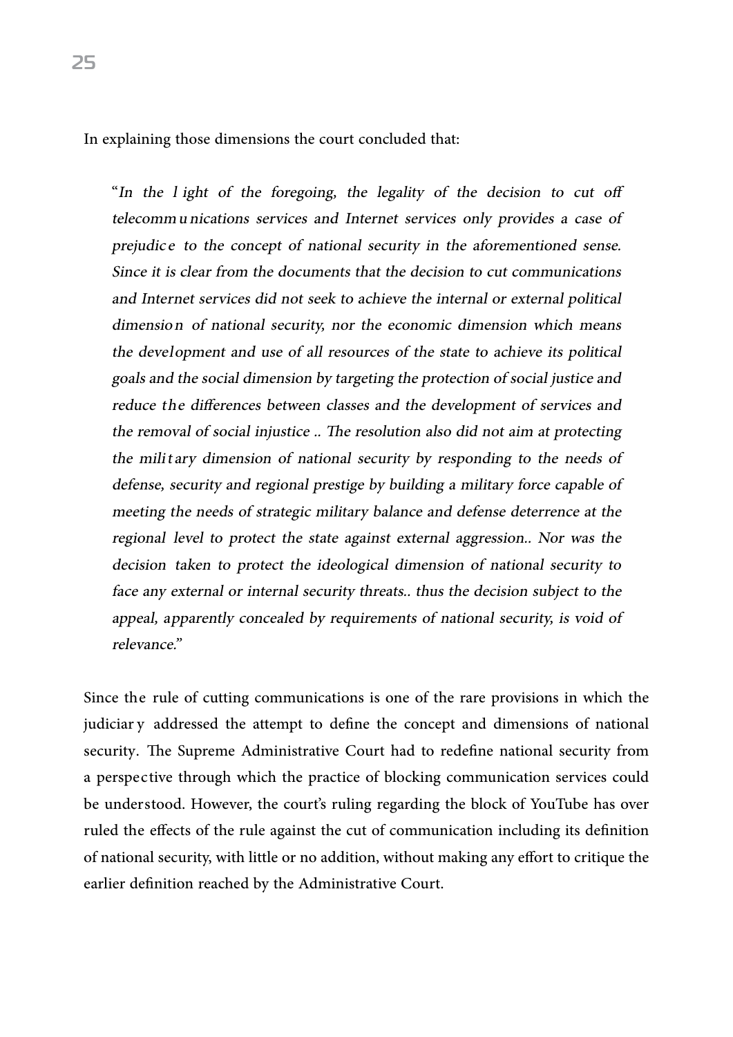In explaining those dimensions the court concluded that:

> "*In the light of the foregoing, the legality of the decision to cut off telecommunications services and Internet services only provides a case of prejudice to the concept of national security in the aforementioned sense. Since it is clear from the documents that the decision to cut communications and Internet services did not seek to achieve the internal or external political dimension of national security, nor the economic dimension which means the development and use of all resources of the state to achieve its political goals and the social dimension by targeting the protection of social justice and reduce the differences between classes and the development of services and the removal of social injustice .. The resolution also did not aim at protecting the military dimension of national security by responding to the needs of defense, security and regional prestige by building a military force capable of meeting the needs of strategic military balance and defense deterrence at the regional level to protect the state against external aggression.. Nor was the decision taken to protect the ideological dimension of national security to face any external or internal security threats.. thus the decision subject to the appeal, apparently concealed by requirements of national security, is void of relevance.*"

Since the rule of cutting communications is one of the rare provisions in which the judiciary addressed the attempt to define the concept and dimensions of national security. The Supreme Administrative Court had to redefine national security from a perspective through which the practice of blocking communication services could be understood. However, the court's ruling regarding the block of YouTube has over ruled the effects of the rule against the cut of communication including its definition of national security, with little or no addition, without making any effort to critique the earlier definition reached by the Administrative Court.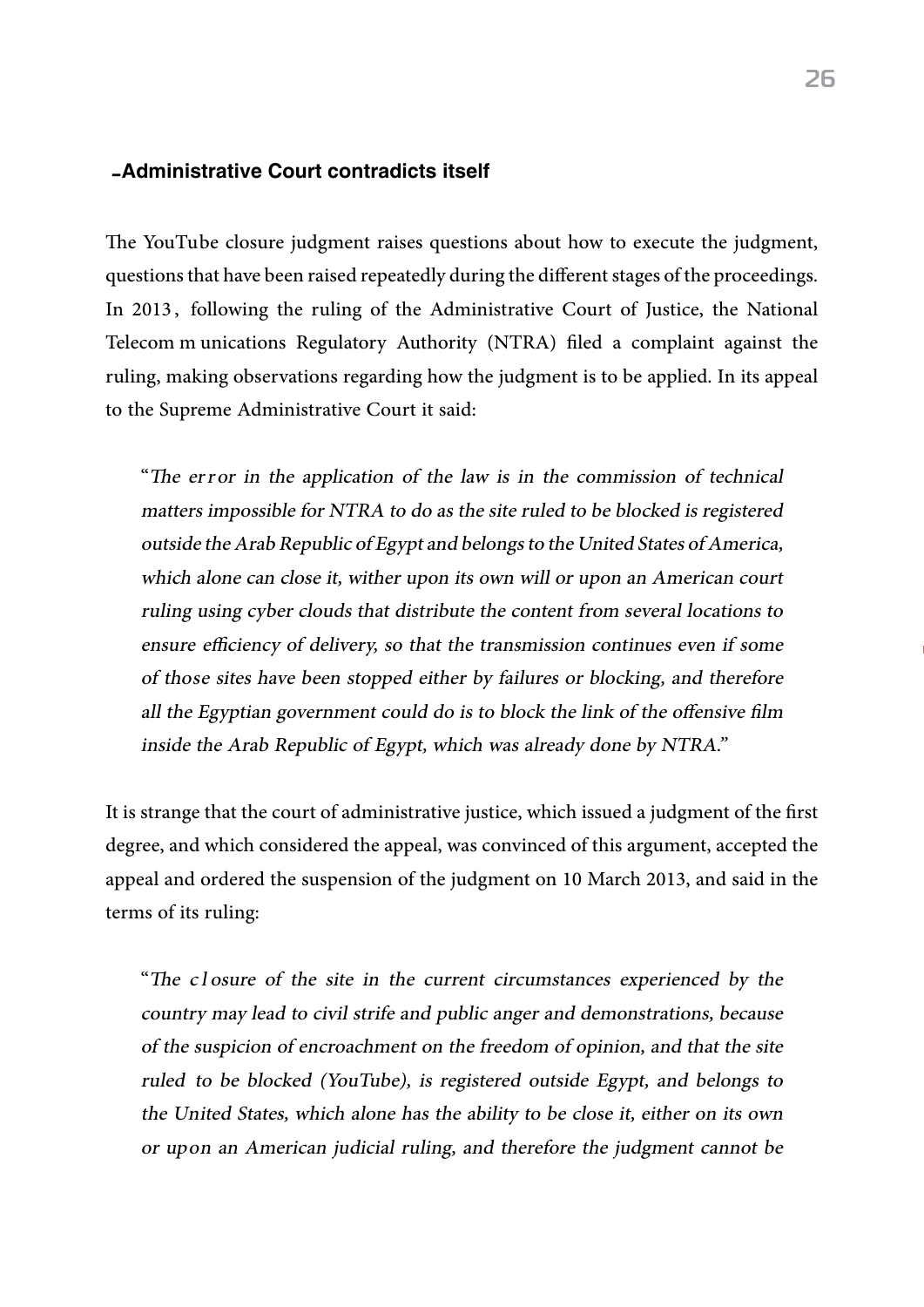### -Administrative Court contradicts itself

The YouTube closure judgment raises questions about how to execute the judgment, questions that have been raised repeatedly during the different stages of the proceedings. In 2013, following the ruling of the Administrative Court of Justice, the National Telecom m unications Regulatory Authority (NTRA) filed a complaint against the ruling, making observations regarding how the judgment is to be applied. In its appeal to the Supreme Administrative Court it said:

> "*The error in the application of the law is in the commission of technical matters impossible for NTRA to do as the site ruled to be blocked is registered outside the Arab Republic of Egypt and belongs to the United States of America, which alone can close it, wither upon its own will or upon an American court ruling using cyber clouds that distribute the content from several locations to ensure efficiency of delivery, so that the transmission continues even if some of those sites have been stopped either by failures or blocking, and therefore all the Egyptian government could do is to block the link of the offensive film inside the Arab Republic of Egypt, which was already done by NTRA.*"

It is strange that the court of administrative justice, which issued a judgment of the first degree, and which considered the appeal, was convinced of this argument, accepted the appeal and ordered the suspension of the judgment on 10 March 2013, and said in the terms of its ruling:

> "*The closure of the site in the current circumstances experienced by the country may lead to civil strife and public anger and demonstrations, because of the suspicion of encroachment on the freedom of opinion, and that the site ruled to be blocked (YouTube), is registered outside Egypt, and belongs to the United States, which alone has the ability to be close it, either on its own or upon an American judicial ruling, and therefore the judgment cannot be*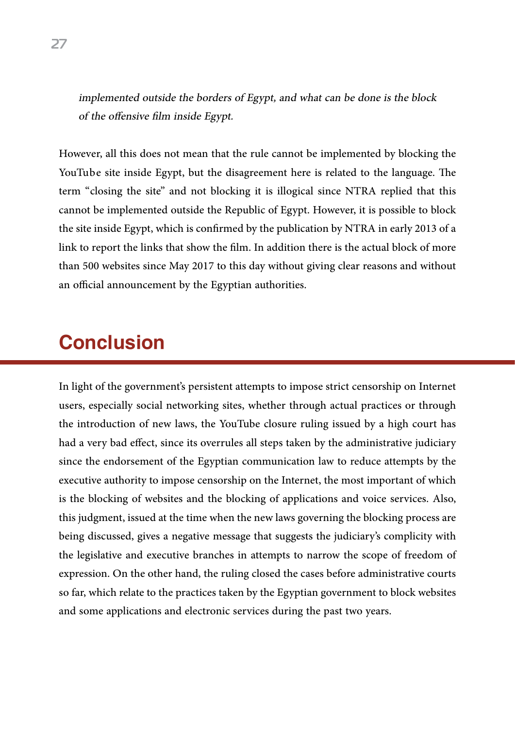*implemented outside the borders of Egypt, and what can be done is the block of the offensive film inside Egypt.*

However, all this does not mean that the rule cannot be implemented by blocking the YouTube site inside Egypt, but the disagreement here is related to the language. The term "closing the site" and not blocking it is illogical since NTRA replied that this cannot be implemented outside the Republic of Egypt. However, it is possible to block the site inside Egypt, which is confirmed by the publication by NTRA in early 2013 of a link to report the links that show the film. In addition there is the actual block of more than 500 websites since May 2017 to this day without giving clear reasons and without an official announcement by the Egyptian authorities.

## Conclusion

In light of the government's persistent attempts to impose strict censorship on Internet users, especially social networking sites, whether through actual practices or through the introduction of new laws, the YouTube closure ruling issued by a high court has had a very bad effect, since its overrules all steps taken by the administrative judiciary since the endorsement of the Egyptian communication law to reduce attempts by the executive authority to impose censorship on the Internet, the most important of which is the blocking of websites and the blocking of applications and voice services. Also, this judgment, issued at the time when the new laws governing the blocking process are being discussed, gives a negative message that suggests the judiciary's complicity with the legislative and executive branches in attempts to narrow the scope of freedom of expression. On the other hand, the ruling closed the cases before administrative courts so far, which relate to the practices taken by the Egyptian government to block websites and some applications and electronic services during the past two years.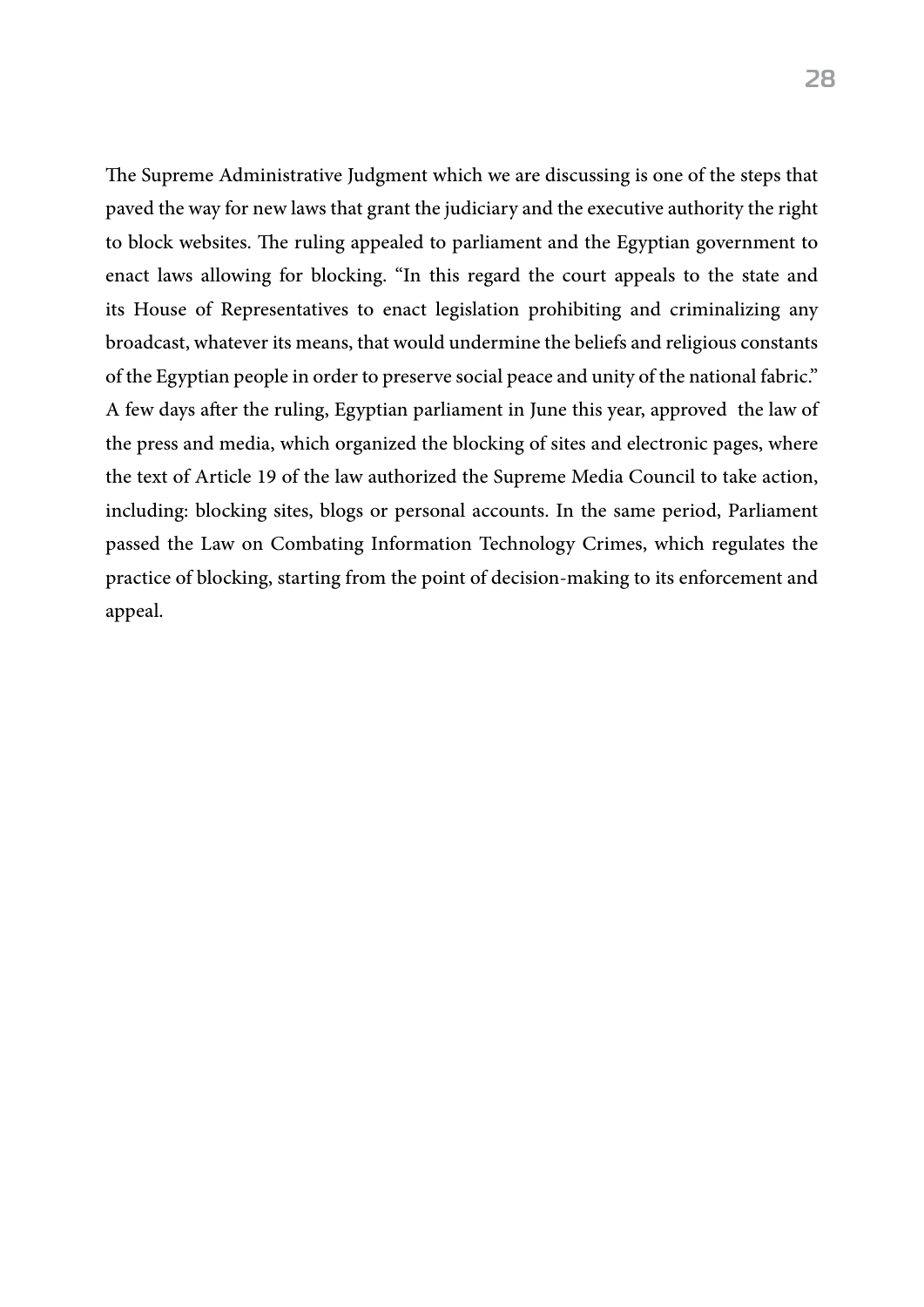The Supreme Administrative Judgment which we are discussing is one of the steps that paved the way for new laws that grant the judiciary and the executive authority the right to block websites. The ruling appealed to parliament and the Egyptian government to enact laws allowing for blocking. "In this regard the court appeals to the state and its House of Representatives to enact legislation prohibiting and criminalizing any broadcast, whatever its means, that would undermine the beliefs and religious constants of the Egyptian people in order to preserve social peace and unity of the national fabric."
A few days after the ruling, Egyptian parliament in June this year, approved the law of the press and media, which organized the blocking of sites and electronic pages, where the text of Article 19 of the law authorized the Supreme Media Council to take action, including: blocking sites, blogs or personal accounts. In the same period, Parliament passed the Law on Combating Information Technology Crimes, which regulates the practice of blocking, starting from the point of decision-making to its enforcement and appeal.